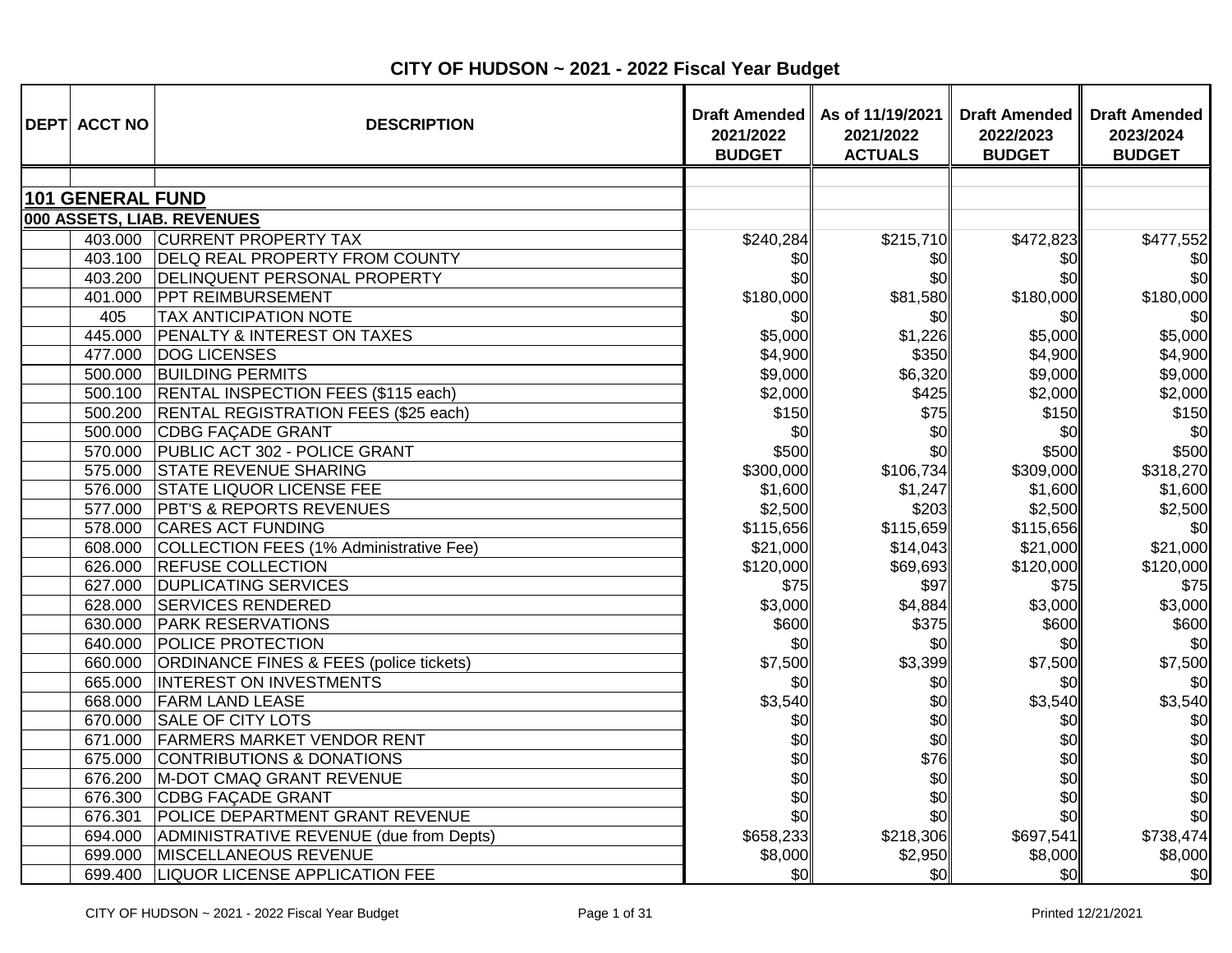# CITY OF HUDSON ~ 2021 - 2022 Fiscal Year Budget

| DEPT | ACCT NO | DESCRIPTION | Draft Amended 2021/2022 BUDGET | As of 11/19/2021 2021/2022 ACTUALS | Draft Amended 2022/2023 BUDGET | Draft Amended 2023/2024 BUDGET |
|---|---|---|---|---|---|---|
| | | | | | | |
| **101 GENERAL FUND** | | | | | | |
| **000 ASSETS, LIAB. REVENUES** | | | | | | |
| | 403.000 | CURRENT PROPERTY TAX | $240,284 | $215,710 | $472,823 | $477,552 |
| | 403.100 | DELQ REAL PROPERTY FROM COUNTY | $0 | $0 | $0 | $0 |
| | 403.200 | DELINQUENT PERSONAL PROPERTY | $0 | $0 | $0 | $0 |
| | 401.000 | PPT REIMBURSEMENT | $180,000 | $81,580 | $180,000 | $180,000 |
| | 405 | TAX ANTICIPATION NOTE | $0 | $0 | $0 | $0 |
| | 445.000 | PENALTY & INTEREST ON TAXES | $5,000 | $1,226 | $5,000 | $5,000 |
| | 477.000 | DOG LICENSES | $4,900 | $350 | $4,900 | $4,900 |
| | 500.000 | BUILDING PERMITS | $9,000 | $6,320 | $9,000 | $9,000 |
| | 500.100 | RENTAL INSPECTION FEES ($115 each) | $2,000 | $425 | $2,000 | $2,000 |
| | 500.200 | RENTAL REGISTRATION FEES ($25 each) | $150 | $75 | $150 | $150 |
| | 500.000 | CDBG FAÇADE GRANT | $0 | $0 | $0 | $0 |
| | 570.000 | PUBLIC ACT 302 - POLICE GRANT | $500 | $0 | $500 | $500 |
| | 575.000 | STATE REVENUE SHARING | $300,000 | $106,734 | $309,000 | $318,270 |
| | 576.000 | STATE LIQUOR LICENSE FEE | $1,600 | $1,247 | $1,600 | $1,600 |
| | 577.000 | PBT'S & REPORTS REVENUES | $2,500 | $203 | $2,500 | $2,500 |
| | 578.000 | CARES ACT FUNDING | $115,656 | $115,659 | $115,656 | $0 |
| | 608.000 | COLLECTION FEES (1% Administrative Fee) | $21,000 | $14,043 | $21,000 | $21,000 |
| | 626.000 | REFUSE COLLECTION | $120,000 | $69,693 | $120,000 | $120,000 |
| | 627.000 | DUPLICATING SERVICES | $75 | $97 | $75 | $75 |
| | 628.000 | SERVICES RENDERED | $3,000 | $4,884 | $3,000 | $3,000 |
| | 630.000 | PARK RESERVATIONS | $600 | $375 | $600 | $600 |
| | 640.000 | POLICE PROTECTION | $0 | $0 | $0 | $0 |
| | 660.000 | ORDINANCE FINES & FEES (police tickets) | $7,500 | $3,399 | $7,500 | $7,500 |
| | 665.000 | INTEREST ON INVESTMENTS | $0 | $0 | $0 | $0 |
| | 668.000 | FARM LAND LEASE | $3,540 | $0 | $3,540 | $3,540 |
| | 670.000 | SALE OF CITY LOTS | $0 | $0 | $0 | $0 |
| | 671.000 | FARMERS MARKET VENDOR RENT | $0 | $0 | $0 | $0 |
| | 675.000 | CONTRIBUTIONS & DONATIONS | $0 | $76 | $0 | $0 |
| | 676.200 | M-DOT CMAQ GRANT REVENUE | $0 | $0 | $0 | $0 |
| | 676.300 | CDBG FAÇADE GRANT | $0 | $0 | $0 | $0 |
| | 676.301 | POLICE DEPARTMENT GRANT REVENUE | $0 | $0 | $0 | $0 |
| | 694.000 | ADMINISTRATIVE REVENUE (due from Depts) | $658,233 | $218,306 | $697,541 | $738,474 |
| | 699.000 | MISCELLANEOUS REVENUE | $8,000 | $2,950 | $8,000 | $8,000 |
| | 699.400 | LIQUOR LICENSE APPLICATION FEE | $0 | $0 | $0 | $0 |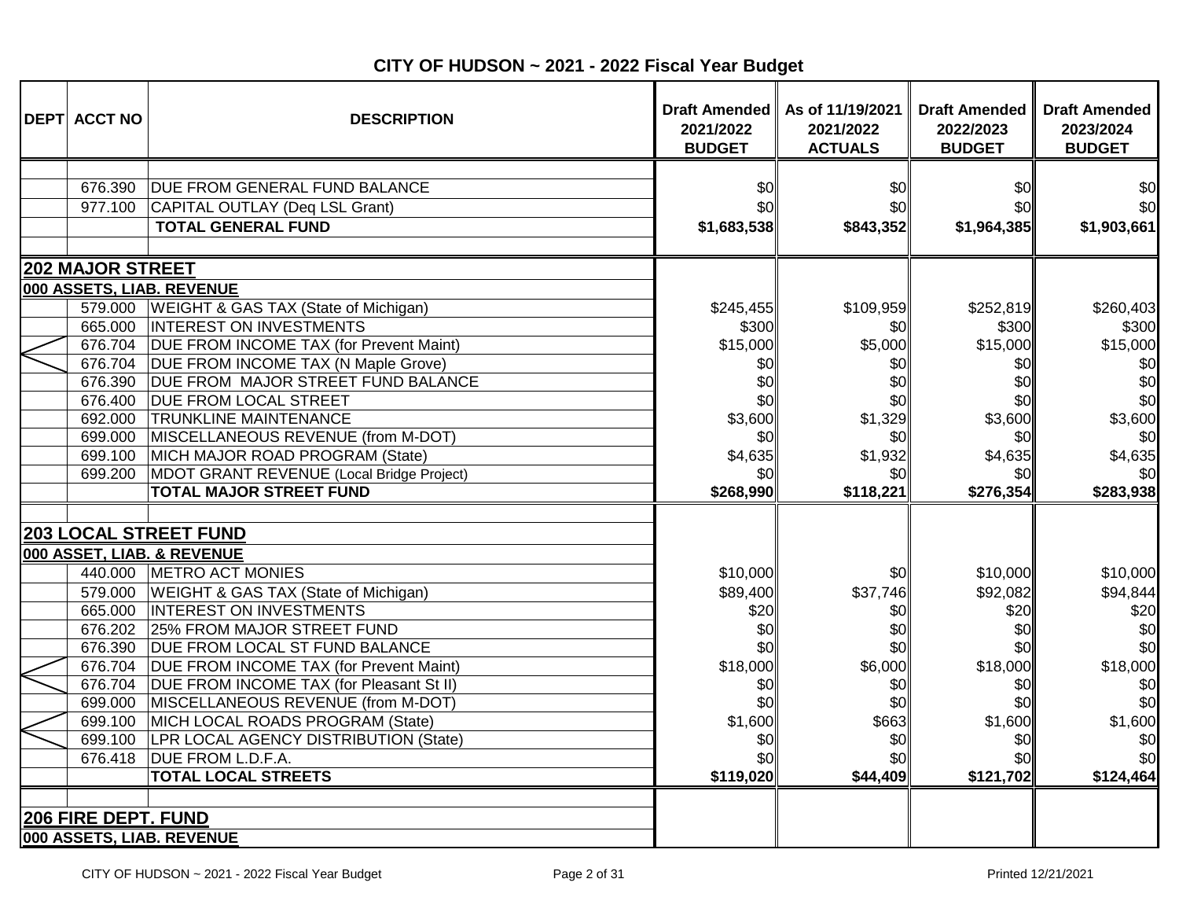# CITY OF HUDSON ~ 2021 - 2022 Fiscal Year Budget

| DEPT | ACCT NO | DESCRIPTION | Draft Amended 2021/2022 BUDGET | As of 11/19/2021 2021/2022 ACTUALS | Draft Amended 2022/2023 BUDGET | Draft Amended 2023/2024 BUDGET |
|---|---|---|---|---|---|---|
| | 676.390 | DUE FROM GENERAL FUND BALANCE | $0 | $0 | $0 | $0 |
| | 977.100 | CAPITAL OUTLAY (Deq LSL Grant) | $0 | $0 | $0 | $0 |
| | | **TOTAL GENERAL FUND** | **$1,683,538** | **$843,352** | **$1,964,385** | **$1,903,661** |
| **202 MAJOR STREET** | | | | | | |
| **000 ASSETS, LIAB. REVENUE** | | | | | | |
| | 579.000 | WEIGHT & GAS TAX (State of Michigan) | $245,455 | $109,959 | $252,819 | $260,403 |
| | 665.000 | INTEREST ON INVESTMENTS | $300 | $0 | $300 | $300 |
| | 676.704 | DUE FROM INCOME TAX (for Prevent Maint) | $15,000 | $5,000 | $15,000 | $15,000 |
| | 676.704 | DUE FROM INCOME TAX (N Maple Grove) | $0 | $0 | $0 | $0 |
| | 676.390 | DUE FROM MAJOR STREET FUND BALANCE | $0 | $0 | $0 | $0 |
| | 676.400 | DUE FROM LOCAL STREET | $0 | $0 | $0 | $0 |
| | 692.000 | TRUNKLINE MAINTENANCE | $3,600 | $1,329 | $3,600 | $3,600 |
| | 699.000 | MISCELLANEOUS REVENUE (from M-DOT) | $0 | $0 | $0 | $0 |
| | 699.100 | MICH MAJOR ROAD PROGRAM (State) | $4,635 | $1,932 | $4,635 | $4,635 |
| | 699.200 | MDOT GRANT REVENUE (Local Bridge Project) | $0 | $0 | $0 | $0 |
| | | **TOTAL MAJOR STREET FUND** | **$268,990** | **$118,221** | **$276,354** | **$283,938** |
| **203 LOCAL STREET FUND** | | | | | | |
| **000 ASSET, LIAB. & REVENUE** | | | | | | |
| | 440.000 | METRO ACT MONIES | $10,000 | $0 | $10,000 | $10,000 |
| | 579.000 | WEIGHT & GAS TAX (State of Michigan) | $89,400 | $37,746 | $92,082 | $94,844 |
| | 665.000 | INTEREST ON INVESTMENTS | $20 | $0 | $20 | $20 |
| | 676.202 | 25% FROM MAJOR STREET FUND | $0 | $0 | $0 | $0 |
| | 676.390 | DUE FROM LOCAL ST FUND BALANCE | $0 | $0 | $0 | $0 |
| | 676.704 | DUE FROM INCOME TAX (for Prevent Maint) | $18,000 | $6,000 | $18,000 | $18,000 |
| | 676.704 | DUE FROM INCOME TAX (for Pleasant St II) | $0 | $0 | $0 | $0 |
| | 699.000 | MISCELLANEOUS REVENUE (from M-DOT) | $0 | $0 | $0 | $0 |
| | 699.100 | MICH LOCAL ROADS PROGRAM (State) | $1,600 | $663 | $1,600 | $1,600 |
| | 699.100 | LPR LOCAL AGENCY DISTRIBUTION (State) | $0 | $0 | $0 | $0 |
| | 676.418 | DUE FROM L.D.F.A. | $0 | $0 | $0 | $0 |
| | | **TOTAL LOCAL STREETS** | **$119,020** | **$44,409** | **$121,702** | **$124,464** |
| **206 FIRE DEPT. FUND** | | | | | | |
| **000 ASSETS, LIAB. REVENUE** | | | | | | |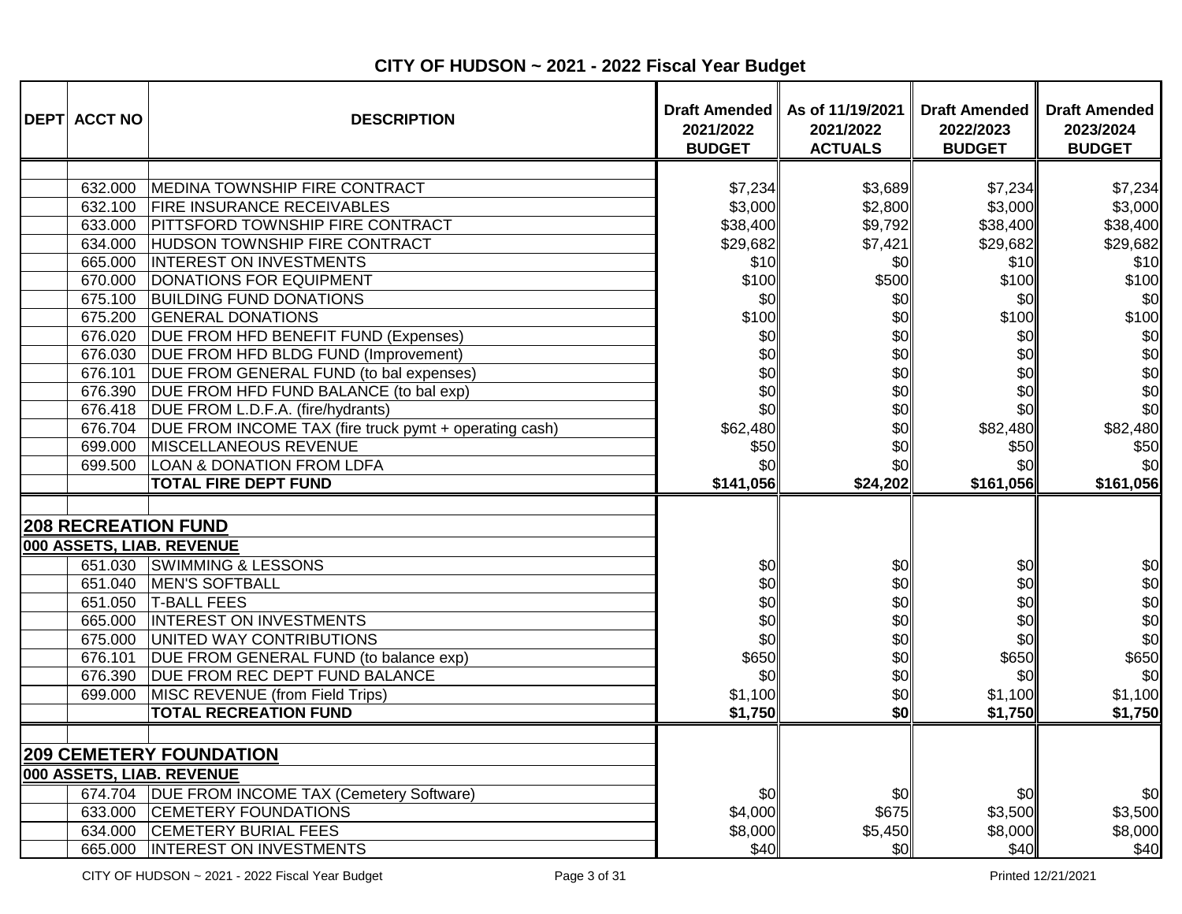# CITY OF HUDSON ~ 2021 - 2022 Fiscal Year Budget

| DEPT | ACCT NO | DESCRIPTION | Draft Amended 2021/2022 BUDGET | As of 11/19/2021 2021/2022 ACTUALS | Draft Amended 2022/2023 BUDGET | Draft Amended 2023/2024 BUDGET |
|---|---|---|---|---|---|---|
| | 632.000 | MEDINA TOWNSHIP FIRE CONTRACT | $7,234 | $3,689 | $7,234 | $7,234 |
| | 632.100 | FIRE INSURANCE RECEIVABLES | $3,000 | $2,800 | $3,000 | $3,000 |
| | 633.000 | PITTSFORD TOWNSHIP FIRE CONTRACT | $38,400 | $9,792 | $38,400 | $38,400 |
| | 634.000 | HUDSON TOWNSHIP FIRE CONTRACT | $29,682 | $7,421 | $29,682 | $29,682 |
| | 665.000 | INTEREST ON INVESTMENTS | $10 | $0 | $10 | $10 |
| | 670.000 | DONATIONS FOR EQUIPMENT | $100 | $500 | $100 | $100 |
| | 675.100 | BUILDING FUND DONATIONS | $0 | $0 | $0 | $0 |
| | 675.200 | GENERAL DONATIONS | $100 | $0 | $100 | $100 |
| | 676.020 | DUE FROM HFD BENEFIT FUND (Expenses) | $0 | $0 | $0 | $0 |
| | 676.030 | DUE FROM HFD BLDG FUND (Improvement) | $0 | $0 | $0 | $0 |
| | 676.101 | DUE FROM GENERAL FUND (to bal expenses) | $0 | $0 | $0 | $0 |
| | 676.390 | DUE FROM HFD FUND BALANCE (to bal exp) | $0 | $0 | $0 | $0 |
| | 676.418 | DUE FROM L.D.F.A. (fire/hydrants) | $0 | $0 | $0 | $0 |
| | 676.704 | DUE FROM INCOME TAX (fire truck pymt + operating cash) | $62,480 | $0 | $82,480 | $82,480 |
| | 699.000 | MISCELLANEOUS REVENUE | $50 | $0 | $50 | $50 |
| | 699.500 | LOAN & DONATION FROM LDFA | $0 | $0 | $0 | $0 |
| | | **TOTAL FIRE DEPT FUND** | **$141,056** | **$24,202** | **$161,056** | **$161,056** |
| | | | | | | |
| **208 RECREATION FUND** | | | | | | |
| **000 ASSETS, LIAB. REVENUE** | | | | | | |
| | 651.030 | SWIMMING & LESSONS | $0 | $0 | $0 | $0 |
| | 651.040 | MEN'S SOFTBALL | $0 | $0 | $0 | $0 |
| | 651.050 | T-BALL FEES | $0 | $0 | $0 | $0 |
| | 665.000 | INTEREST ON INVESTMENTS | $0 | $0 | $0 | $0 |
| | 675.000 | UNITED WAY CONTRIBUTIONS | $0 | $0 | $0 | $0 |
| | 676.101 | DUE FROM GENERAL FUND (to balance exp) | $650 | $0 | $650 | $650 |
| | 676.390 | DUE FROM REC DEPT FUND BALANCE | $0 | $0 | $0 | $0 |
| | 699.000 | MISC REVENUE (from Field Trips) | $1,100 | $0 | $1,100 | $1,100 |
| | | **TOTAL RECREATION FUND** | **$1,750** | **$0** | **$1,750** | **$1,750** |
| | | | | | | |
| **209 CEMETERY FOUNDATION** | | | | | | |
| **000 ASSETS, LIAB. REVENUE** | | | | | | |
| | 674.704 | DUE FROM INCOME TAX (Cemetery Software) | $0 | $0 | $0 | $0 |
| | 633.000 | CEMETERY FOUNDATIONS | $4,000 | $675 | $3,500 | $3,500 |
| | 634.000 | CEMETERY BURIAL FEES | $8,000 | $5,450 | $8,000 | $8,000 |
| | 665.000 | INTEREST ON INVESTMENTS | $40 | $0 | $40 | $40 |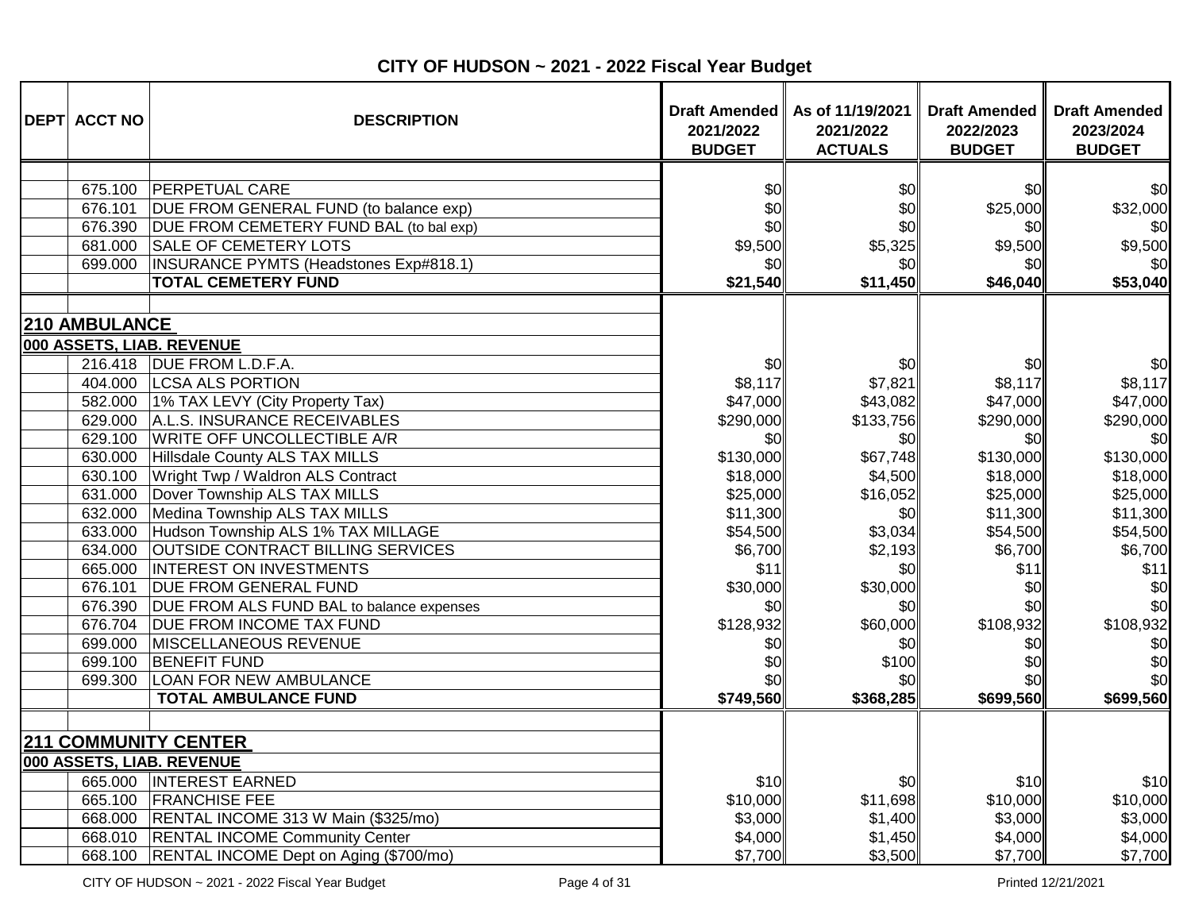# CITY OF HUDSON ~ 2021 - 2022 Fiscal Year Budget

| DEPT | ACCT NO | DESCRIPTION | Draft Amended 2021/2022 BUDGET | As of 11/19/2021 2021/2022 ACTUALS | Draft Amended 2022/2023 BUDGET | Draft Amended 2023/2024 BUDGET |
|---|---|---|---|---|---|---|
| | | | | | | |
| | 675.100 | PERPETUAL CARE | $0 | $0 | $0 | $0 |
| | 676.101 | DUE FROM GENERAL FUND (to balance exp) | $0 | $0 | $25,000 | $32,000 |
| | 676.390 | DUE FROM CEMETERY FUND BAL (to bal exp) | $0 | $0 | $0 | $0 |
| | 681.000 | SALE OF CEMETERY LOTS | $9,500 | $5,325 | $9,500 | $9,500 |
| | 699.000 | INSURANCE PYMTS (Headstones Exp#818.1) | $0 | $0 | $0 | $0 |
| | | **TOTAL CEMETERY FUND** | **$21,540** | **$11,450** | **$46,040** | **$53,040** |
| | | | | | | |
| **210 AMBULANCE** | | | | | | |
| **000 ASSETS, LIAB. REVENUE** | | | | | | |
| | 216.418 | DUE FROM L.D.F.A. | $0 | $0 | $0 | $0 |
| | 404.000 | LCSA ALS PORTION | $8,117 | $7,821 | $8,117 | $8,117 |
| | 582.000 | 1% TAX LEVY (City Property Tax) | $47,000 | $43,082 | $47,000 | $47,000 |
| | 629.000 | A.L.S. INSURANCE RECEIVABLES | $290,000 | $133,756 | $290,000 | $290,000 |
| | 629.100 | WRITE OFF UNCOLLECTIBLE A/R | $0 | $0 | $0 | $0 |
| | 630.000 | Hillsdale County ALS TAX MILLS | $130,000 | $67,748 | $130,000 | $130,000 |
| | 630.100 | Wright Twp / Waldron ALS Contract | $18,000 | $4,500 | $18,000 | $18,000 |
| | 631.000 | Dover Township ALS TAX MILLS | $25,000 | $16,052 | $25,000 | $25,000 |
| | 632.000 | Medina Township ALS TAX MILLS | $11,300 | $0 | $11,300 | $11,300 |
| | 633.000 | Hudson Township ALS 1% TAX MILLAGE | $54,500 | $3,034 | $54,500 | $54,500 |
| | 634.000 | OUTSIDE CONTRACT BILLING SERVICES | $6,700 | $2,193 | $6,700 | $6,700 |
| | 665.000 | INTEREST ON INVESTMENTS | $11 | $0 | $11 | $11 |
| | 676.101 | DUE FROM GENERAL FUND | $30,000 | $30,000 | $0 | $0 |
| | 676.390 | DUE FROM ALS FUND BAL to balance expenses | $0 | $0 | $0 | $0 |
| | 676.704 | DUE FROM INCOME TAX FUND | $128,932 | $60,000 | $108,932 | $108,932 |
| | 699.000 | MISCELLANEOUS REVENUE | $0 | $0 | $0 | $0 |
| | 699.100 | BENEFIT FUND | $0 | $100 | $0 | $0 |
| | 699.300 | LOAN FOR NEW AMBULANCE | $0 | $0 | $0 | $0 |
| | | **TOTAL AMBULANCE FUND** | **$749,560** | **$368,285** | **$699,560** | **$699,560** |
| | | | | | | |
| **211 COMMUNITY CENTER** | | | | | | |
| **000 ASSETS, LIAB. REVENUE** | | | | | | |
| | 665.000 | INTEREST EARNED | $10 | $0 | $10 | $10 |
| | 665.100 | FRANCHISE FEE | $10,000 | $11,698 | $10,000 | $10,000 |
| | 668.000 | RENTAL INCOME 313 W Main ($325/mo) | $3,000 | $1,400 | $3,000 | $3,000 |
| | 668.010 | RENTAL INCOME Community Center | $4,000 | $1,450 | $4,000 | $4,000 |
| | 668.100 | RENTAL INCOME Dept on Aging ($700/mo) | $7,700 | $3,500 | $7,700 | $7,700 |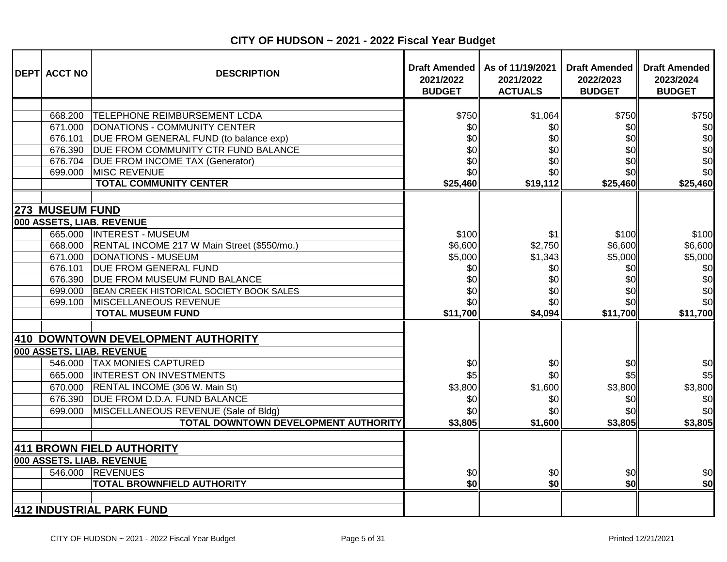# CITY OF HUDSON ~ 2021 - 2022 Fiscal Year Budget

| DEPT | ACCT NO | DESCRIPTION | Draft Amended 2021/2022 BUDGET | As of 11/19/2021 2021/2022 ACTUALS | Draft Amended 2022/2023 BUDGET | Draft Amended 2023/2024 BUDGET |
|---|---|---|---|---|---|---|
| | 668.200 | TELEPHONE REIMBURSEMENT LCDA | $750 | $1,064 | $750 | $750 |
| | 671.000 | DONATIONS - COMMUNITY CENTER | $0 | $0 | $0 | $0 |
| | 676.101 | DUE FROM GENERAL FUND (to balance exp) | $0 | $0 | $0 | $0 |
| | 676.390 | DUE FROM COMMUNITY CTR FUND BALANCE | $0 | $0 | $0 | $0 |
| | 676.704 | DUE FROM INCOME TAX (Generator) | $0 | $0 | $0 | $0 |
| | 699.000 | MISC REVENUE | $0 | $0 | $0 | $0 |
| | | **TOTAL COMMUNITY CENTER** | **$25,460** | **$19,112** | **$25,460** | **$25,460** |
| **273 MUSEUM FUND** | | | | | | |
| **000 ASSETS, LIAB. REVENUE** | | | | | | |
| | 665.000 | INTEREST - MUSEUM | $100 | $1 | $100 | $100 |
| | 668.000 | RENTAL INCOME 217 W Main Street ($550/mo.) | $6,600 | $2,750 | $6,600 | $6,600 |
| | 671.000 | DONATIONS - MUSEUM | $5,000 | $1,343 | $5,000 | $5,000 |
| | 676.101 | DUE FROM GENERAL FUND | $0 | $0 | $0 | $0 |
| | 676.390 | DUE FROM MUSEUM FUND BALANCE | $0 | $0 | $0 | $0 |
| | 699.000 | BEAN CREEK HISTORICAL SOCIETY BOOK SALES | $0 | $0 | $0 | $0 |
| | 699.100 | MISCELLANEOUS REVENUE | $0 | $0 | $0 | $0 |
| | | **TOTAL MUSEUM FUND** | **$11,700** | **$4,094** | **$11,700** | **$11,700** |
| **410 DOWNTOWN DEVELOPMENT AUTHORITY** | | | | | | |
| **000 ASSETS. LIAB. REVENUE** | | | | | | |
| | 546.000 | TAX MONIES CAPTURED | $0 | $0 | $0 | $0 |
| | 665.000 | INTEREST ON INVESTMENTS | $5 | $0 | $5 | $5 |
| | 670.000 | RENTAL INCOME (306 W. Main St) | $3,800 | $1,600 | $3,800 | $3,800 |
| | 676.390 | DUE FROM D.D.A. FUND BALANCE | $0 | $0 | $0 | $0 |
| | 699.000 | MISCELLANEOUS REVENUE (Sale of Bldg) | $0 | $0 | $0 | $0 |
| | | **TOTAL DOWNTOWN DEVELOPMENT AUTHORITY** | **$3,805** | **$1,600** | **$3,805** | **$3,805** |
| **411 BROWN FIELD AUTHORITY** | | | | | | |
| **000 ASSETS. LIAB. REVENUE** | | | | | | |
| | 546.000 | REVENUES | $0 | $0 | $0 | $0 |
| | | **TOTAL BROWNFIELD AUTHORITY** | **$0** | **$0** | **$0** | **$0** |
| **412 INDUSTRIAL PARK FUND** | | | | | | |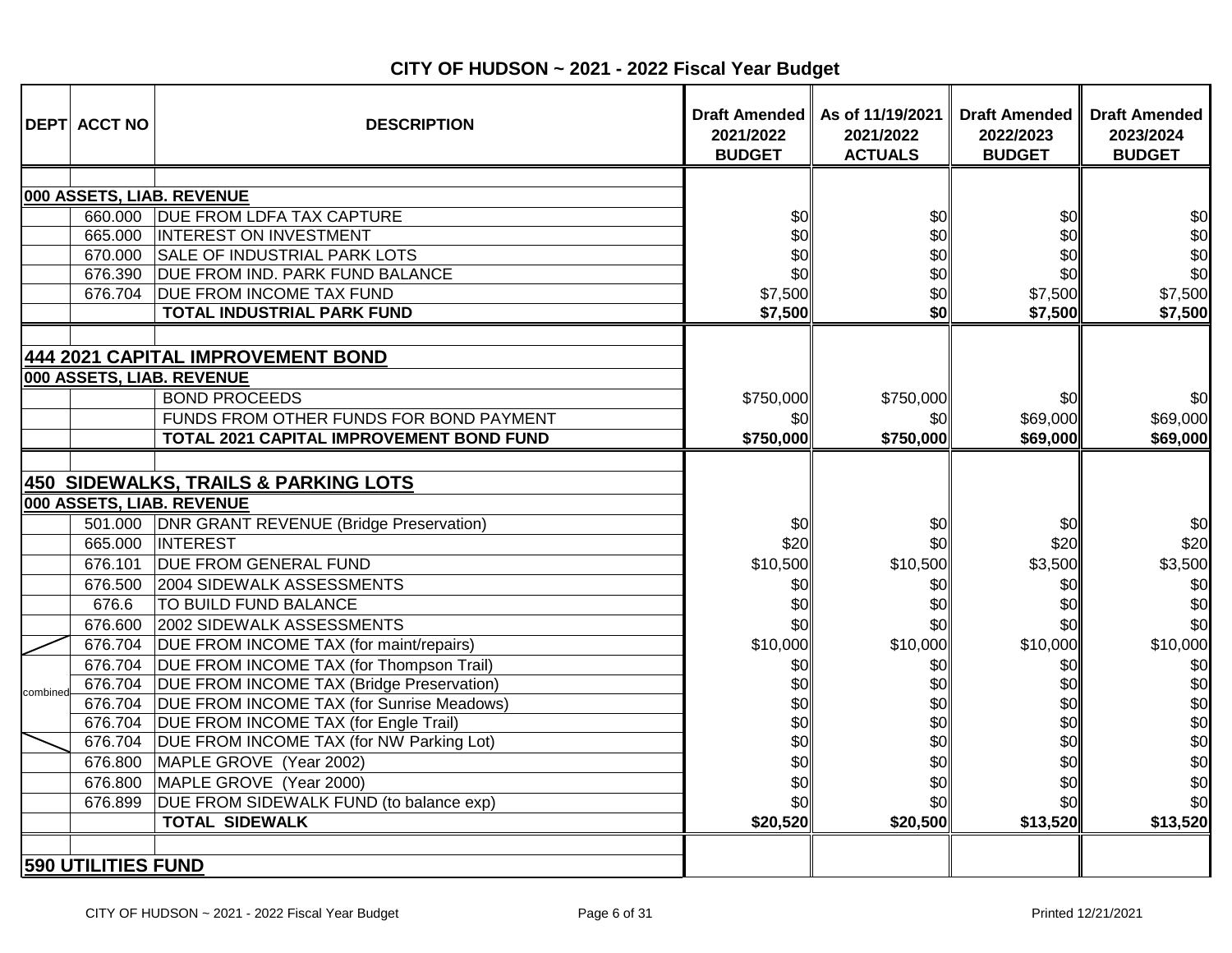# CITY OF HUDSON ~ 2021 - 2022 Fiscal Year Budget

| DEPT | ACCT NO | DESCRIPTION | Draft Amended 2021/2022 BUDGET | As of 11/19/2021 2021/2022 ACTUALS | Draft Amended 2022/2023 BUDGET | Draft Amended 2023/2024 BUDGET |
|---|---|---|---|---|---|---|
| | | | | | | |
| **000 ASSETS, LIAB. REVENUE** | | | | | | |
| | 660.000 | DUE FROM LDFA TAX CAPTURE | $0 | $0 | $0 | $0 |
| | 665.000 | INTEREST ON INVESTMENT | $0 | $0 | $0 | $0 |
| | 670.000 | SALE OF INDUSTRIAL PARK LOTS | $0 | $0 | $0 | $0 |
| | 676.390 | DUE FROM IND. PARK FUND BALANCE | $0 | $0 | $0 | $0 |
| | 676.704 | DUE FROM INCOME TAX FUND | $7,500 | $0 | $7,500 | $7,500 |
| | | **TOTAL INDUSTRIAL PARK FUND** | **$7,500** | **$0** | **$7,500** | **$7,500** |
| | | | | | | |
| **444 2021 CAPITAL IMPROVEMENT BOND** | | | | | | |
| **000 ASSETS, LIAB. REVENUE** | | | | | | |
| | | BOND PROCEEDS | $750,000 | $750,000 | $0 | $0 |
| | | FUNDS FROM OTHER FUNDS FOR BOND PAYMENT | $0 | $0 | $69,000 | $69,000 |
| | | **TOTAL 2021 CAPITAL IMPROVEMENT BOND FUND** | **$750,000** | **$750,000** | **$69,000** | **$69,000** |
| | | | | | | |
| **450 SIDEWALKS, TRAILS & PARKING LOTS** | | | | | | |
| **000 ASSETS, LIAB. REVENUE** | | | | | | |
| | 501.000 | DNR GRANT REVENUE (Bridge Preservation) | $0 | $0 | $0 | $0 |
| | 665.000 | INTEREST | $20 | $0 | $20 | $20 |
| | 676.101 | DUE FROM GENERAL FUND | $10,500 | $10,500 | $3,500 | $3,500 |
| | 676.500 | 2004 SIDEWALK ASSESSMENTS | $0 | $0 | $0 | $0 |
| | 676.6 | TO BUILD FUND BALANCE | $0 | $0 | $0 | $0 |
| | 676.600 | 2002 SIDEWALK ASSESSMENTS | $0 | $0 | $0 | $0 |
| combined | 676.704 | DUE FROM INCOME TAX (for maint/repairs) | $10,000 | $10,000 | $10,000 | $10,000 |
| combined | 676.704 | DUE FROM INCOME TAX (for Thompson Trail) | $0 | $0 | $0 | $0 |
| combined | 676.704 | DUE FROM INCOME TAX (Bridge Preservation) | $0 | $0 | $0 | $0 |
| combined | 676.704 | DUE FROM INCOME TAX (for Sunrise Meadows) | $0 | $0 | $0 | $0 |
| combined | 676.704 | DUE FROM INCOME TAX (for Engle Trail) | $0 | $0 | $0 | $0 |
| combined | 676.704 | DUE FROM INCOME TAX (for NW Parking Lot) | $0 | $0 | $0 | $0 |
| | 676.800 | MAPLE GROVE (Year 2002) | $0 | $0 | $0 | $0 |
| | 676.800 | MAPLE GROVE (Year 2000) | $0 | $0 | $0 | $0 |
| | 676.899 | DUE FROM SIDEWALK FUND (to balance exp) | $0 | $0 | $0 | $0 |
| | | **TOTAL SIDEWALK** | **$20,520** | **$20,500** | **$13,520** | **$13,520** |
| | | | | | | |
| **590 UTILITIES FUND** | | | | | | |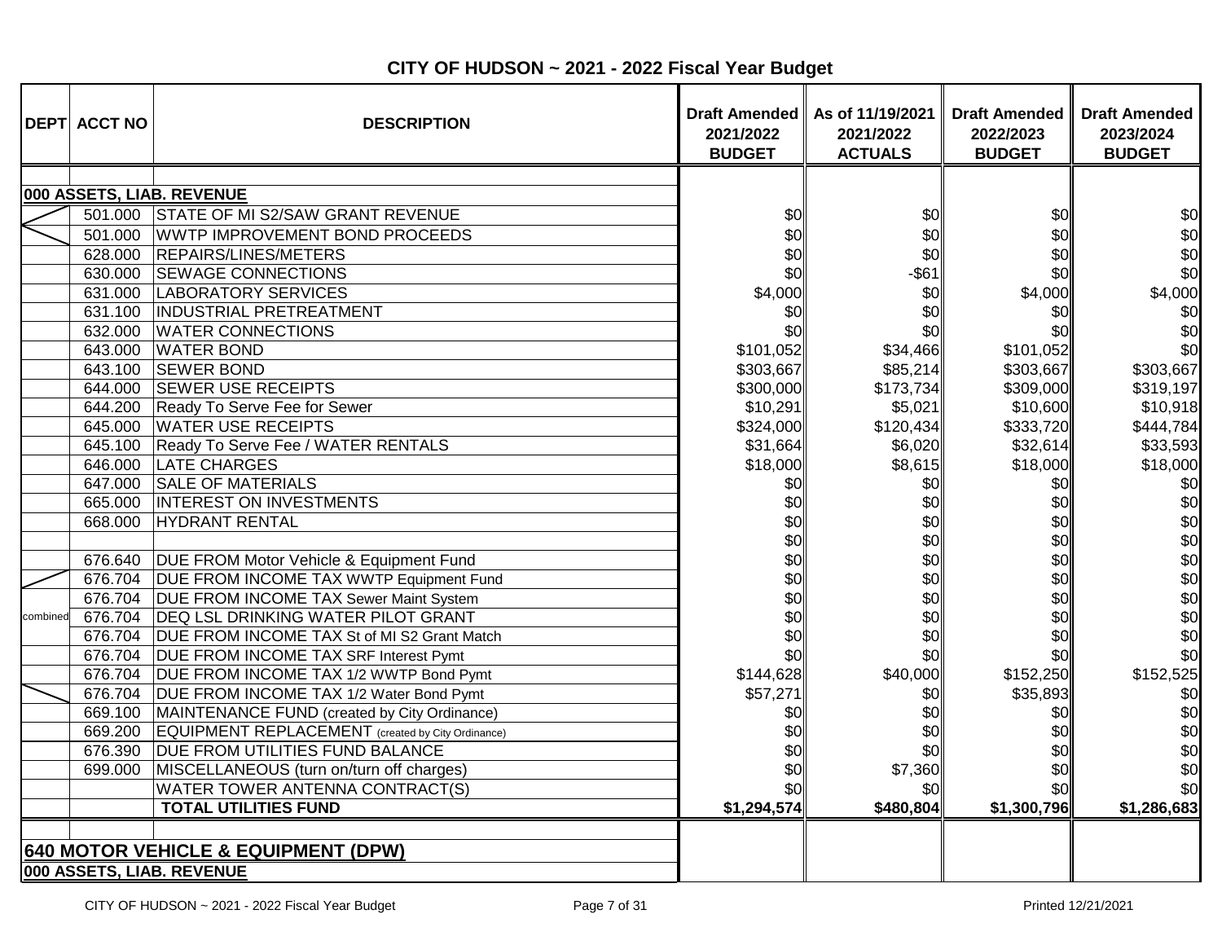## CITY OF HUDSON ~ 2021 - 2022 Fiscal Year Budget

| DEPT | ACCT NO | DESCRIPTION | Draft Amended 2021/2022 BUDGET | As of 11/19/2021 2021/2022 ACTUALS | Draft Amended 2022/2023 BUDGET | Draft Amended 2023/2024 BUDGET |
|---|---|---|---|---|---|---|
| | | | | | | |
| **000 ASSETS, LIAB. REVENUE** | | | | | | |
| | 501.000 | STATE OF MI S2/SAW GRANT REVENUE | $0 | $0 | $0 | $0 |
| | 501.000 | WWTP IMPROVEMENT BOND PROCEEDS | $0 | $0 | $0 | $0 |
| | 628.000 | REPAIRS/LINES/METERS | $0 | $0 | $0 | $0 |
| | 630.000 | SEWAGE CONNECTIONS | $0 | -$61 | $0 | $0 |
| | 631.000 | LABORATORY SERVICES | $4,000 | $0 | $4,000 | $4,000 |
| | 631.100 | INDUSTRIAL PRETREATMENT | $0 | $0 | $0 | $0 |
| | 632.000 | WATER CONNECTIONS | $0 | $0 | $0 | $0 |
| | 643.000 | WATER BOND | $101,052 | $34,466 | $101,052 | $0 |
| | 643.100 | SEWER BOND | $303,667 | $85,214 | $303,667 | $303,667 |
| | 644.000 | SEWER USE RECEIPTS | $300,000 | $173,734 | $309,000 | $319,197 |
| | 644.200 | Ready To Serve Fee for Sewer | $10,291 | $5,021 | $10,600 | $10,918 |
| | 645.000 | WATER USE RECEIPTS | $324,000 | $120,434 | $333,720 | $444,784 |
| | 645.100 | Ready To Serve Fee / WATER RENTALS | $31,664 | $6,020 | $32,614 | $33,593 |
| | 646.000 | LATE CHARGES | $18,000 | $8,615 | $18,000 | $18,000 |
| | 647.000 | SALE OF MATERIALS | $0 | $0 | $0 | $0 |
| | 665.000 | INTEREST ON INVESTMENTS | $0 | $0 | $0 | $0 |
| | 668.000 | HYDRANT RENTAL | $0 | $0 | $0 | $0 |
| | | | $0 | $0 | $0 | $0 |
| | 676.640 | DUE FROM Motor Vehicle & Equipment Fund | $0 | $0 | $0 | $0 |
| | 676.704 | DUE FROM INCOME TAX WWTP Equipment Fund | $0 | $0 | $0 | $0 |
| | 676.704 | DUE FROM INCOME TAX Sewer Maint System | $0 | $0 | $0 | $0 |
| combined | 676.704 | DEQ LSL DRINKING WATER PILOT GRANT | $0 | $0 | $0 | $0 |
| | 676.704 | DUE FROM INCOME TAX St of MI S2 Grant Match | $0 | $0 | $0 | $0 |
| | 676.704 | DUE FROM INCOME TAX SRF Interest Pymt | $0 | $0 | $0 | $0 |
| | 676.704 | DUE FROM INCOME TAX 1/2 WWTP Bond Pymt | $144,628 | $40,000 | $152,250 | $152,525 |
| | 676.704 | DUE FROM INCOME TAX 1/2 Water Bond Pymt | $57,271 | $0 | $35,893 | $0 |
| | 669.100 | MAINTENANCE FUND (created by City Ordinance) | $0 | $0 | $0 | $0 |
| | 669.200 | EQUIPMENT REPLACEMENT (created by City Ordinance) | $0 | $0 | $0 | $0 |
| | 676.390 | DUE FROM UTILITIES FUND BALANCE | $0 | $0 | $0 | $0 |
| | 699.000 | MISCELLANEOUS (turn on/turn off charges) | $0 | $7,360 | $0 | $0 |
| | | WATER TOWER ANTENNA CONTRACT(S) | $0 | $0 | $0 | $0 |
| | | **TOTAL UTILITIES FUND** | **$1,294,574** | **$480,804** | **$1,300,796** | **$1,286,683** |
| | | | | | | |
| **640 MOTOR VEHICLE & EQUIPMENT (DPW)** | | | | | | |
| **000 ASSETS, LIAB. REVENUE** | | | | | | |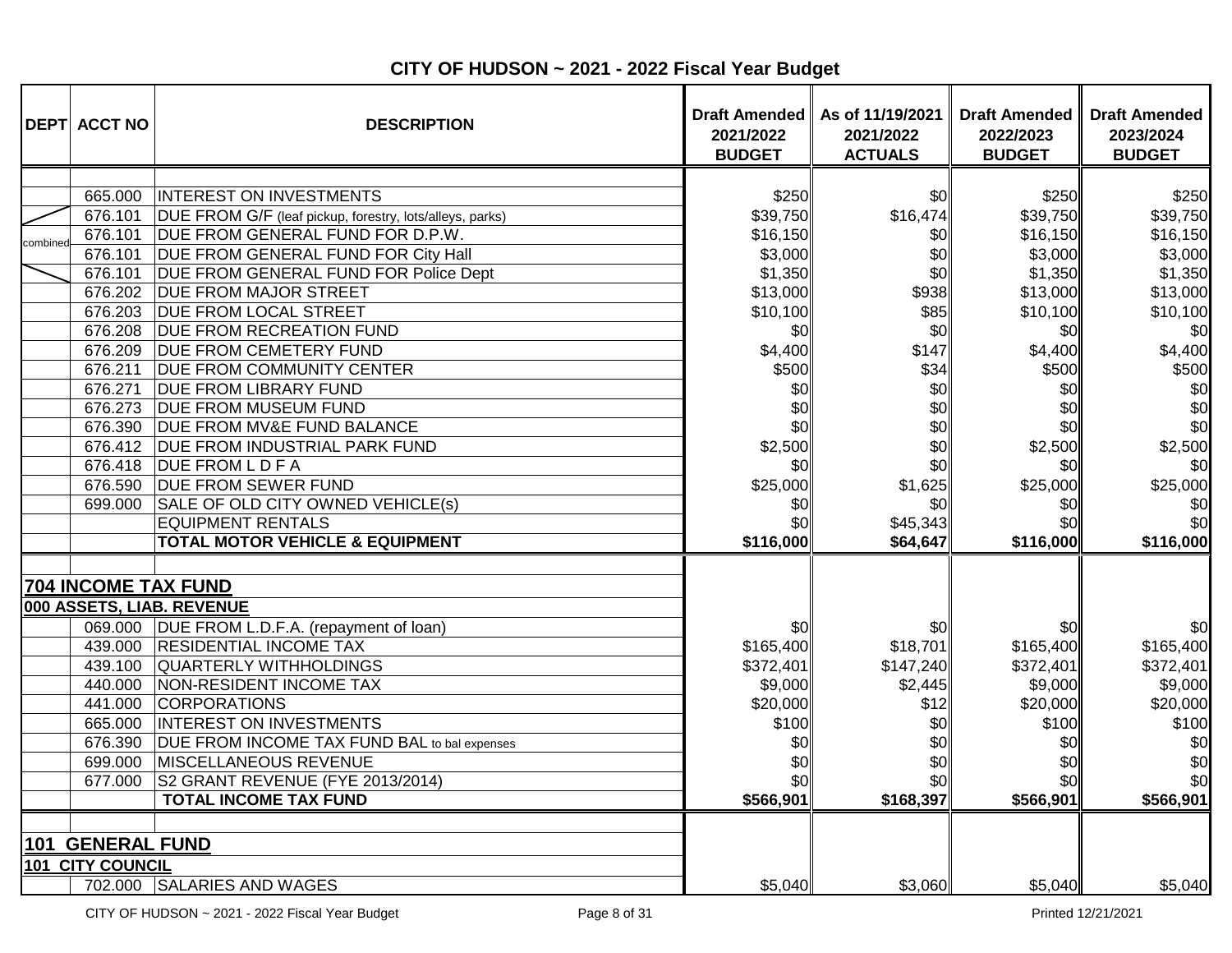# CITY OF HUDSON ~ 2021 - 2022 Fiscal Year Budget

| DEPT | ACCT NO | DESCRIPTION | Draft Amended 2021/2022 BUDGET | As of 11/19/2021 2021/2022 ACTUALS | Draft Amended 2022/2023 BUDGET | Draft Amended 2023/2024 BUDGET |
|---|---|---|---|---|---|---|
| | 665.000 | INTEREST ON INVESTMENTS | $250 | $0 | $250 | $250 |
| combined | 676.101 | DUE FROM G/F (leaf pickup, forestry, lots/alleys, parks) | $39,750 | $16,474 | $39,750 | $39,750 |
| combined | 676.101 | DUE FROM GENERAL FUND FOR D.P.W. | $16,150 | $0 | $16,150 | $16,150 |
| combined | 676.101 | DUE FROM GENERAL FUND FOR City Hall | $3,000 | $0 | $3,000 | $3,000 |
| combined | 676.101 | DUE FROM GENERAL FUND FOR Police Dept | $1,350 | $0 | $1,350 | $1,350 |
| | 676.202 | DUE FROM MAJOR STREET | $13,000 | $938 | $13,000 | $13,000 |
| | 676.203 | DUE FROM LOCAL STREET | $10,100 | $85 | $10,100 | $10,100 |
| | 676.208 | DUE FROM RECREATION FUND | $0 | $0 | $0 | $0 |
| | 676.209 | DUE FROM CEMETERY FUND | $4,400 | $147 | $4,400 | $4,400 |
| | 676.211 | DUE FROM COMMUNITY CENTER | $500 | $34 | $500 | $500 |
| | 676.271 | DUE FROM LIBRARY FUND | $0 | $0 | $0 | $0 |
| | 676.273 | DUE FROM MUSEUM FUND | $0 | $0 | $0 | $0 |
| | 676.390 | DUE FROM MV&E FUND BALANCE | $0 | $0 | $0 | $0 |
| | 676.412 | DUE FROM INDUSTRIAL PARK FUND | $2,500 | $0 | $2,500 | $2,500 |
| | 676.418 | DUE FROM L D F A | $0 | $0 | $0 | $0 |
| | 676.590 | DUE FROM SEWER FUND | $25,000 | $1,625 | $25,000 | $25,000 |
| | 699.000 | SALE OF OLD CITY OWNED VEHICLE(s) | $0 | $0 | $0 | $0 |
| | | EQUIPMENT RENTALS | $0 | $45,343 | $0 | $0 |
| | | **TOTAL MOTOR VEHICLE & EQUIPMENT** | **$116,000** | **$64,647** | **$116,000** | **$116,000** |
| | | | | | | |
| **704 INCOME TAX FUND** | | | | | | |
| **000 ASSETS, LIAB. REVENUE** | | | | | | |
| | 069.000 | DUE FROM L.D.F.A. (repayment of loan) | $0 | $0 | $0 | $0 |
| | 439.000 | RESIDENTIAL INCOME TAX | $165,400 | $18,701 | $165,400 | $165,400 |
| | 439.100 | QUARTERLY WITHHOLDINGS | $372,401 | $147,240 | $372,401 | $372,401 |
| | 440.000 | NON-RESIDENT INCOME TAX | $9,000 | $2,445 | $9,000 | $9,000 |
| | 441.000 | CORPORATIONS | $20,000 | $12 | $20,000 | $20,000 |
| | 665.000 | INTEREST ON INVESTMENTS | $100 | $0 | $100 | $100 |
| | 676.390 | DUE FROM INCOME TAX FUND BAL to bal expenses | $0 | $0 | $0 | $0 |
| | 699.000 | MISCELLANEOUS REVENUE | $0 | $0 | $0 | $0 |
| | 677.000 | S2 GRANT REVENUE (FYE 2013/2014) | $0 | $0 | $0 | $0 |
| | | **TOTAL INCOME TAX FUND** | **$566,901** | **$168,397** | **$566,901** | **$566,901** |
| | | | | | | |
| **101 GENERAL FUND** | | | | | | |
| **101 CITY COUNCIL** | | | | | | |
| | 702.000 | SALARIES AND WAGES | $5,040 | $3,060 | $5,040 | $5,040 |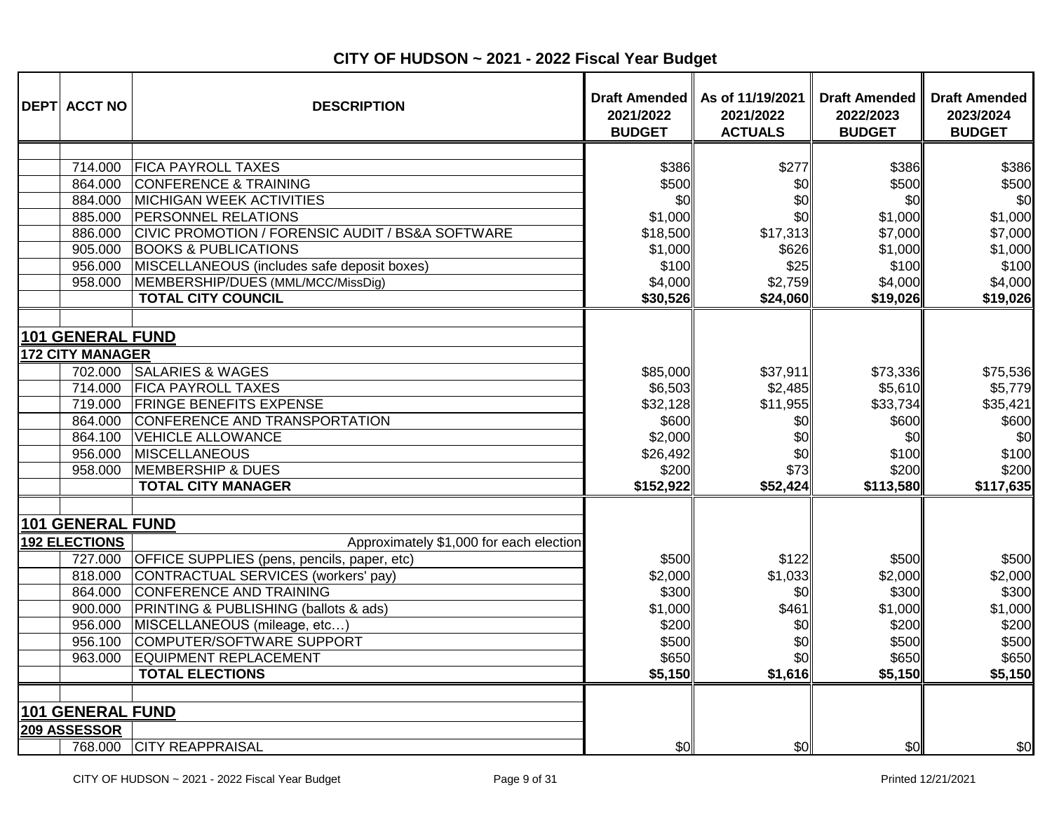# CITY OF HUDSON ~ 2021 - 2022 Fiscal Year Budget

| DEPT | ACCT NO | DESCRIPTION | Draft Amended 2021/2022 BUDGET | As of 11/19/2021 2021/2022 ACTUALS | Draft Amended 2022/2023 BUDGET | Draft Amended 2023/2024 BUDGET |
|---|---|---|---|---|---|---|
| | 714.000 | FICA PAYROLL TAXES | $386 | $277 | $386 | $386 |
| | 864.000 | CONFERENCE & TRAINING | $500 | $0 | $500 | $500 |
| | 884.000 | MICHIGAN WEEK ACTIVITIES | $0 | $0 | $0 | $0 |
| | 885.000 | PERSONNEL RELATIONS | $1,000 | $0 | $1,000 | $1,000 |
| | 886.000 | CIVIC PROMOTION / FORENSIC AUDIT / BS&A SOFTWARE | $18,500 | $17,313 | $7,000 | $7,000 |
| | 905.000 | BOOKS & PUBLICATIONS | $1,000 | $626 | $1,000 | $1,000 |
| | 956.000 | MISCELLANEOUS (includes safe deposit boxes) | $100 | $25 | $100 | $100 |
| | 958.000 | MEMBERSHIP/DUES (MML/MCC/MissDig) | $4,000 | $2,759 | $4,000 | $4,000 |
| | | **TOTAL CITY COUNCIL** | **$30,526** | **$24,060** | **$19,026** | **$19,026** |
| | | | | | | |
| **101 GENERAL FUND** | | | | | | |
| **172 CITY MANAGER** | | | | | | |
| | 702.000 | SALARIES & WAGES | $85,000 | $37,911 | $73,336 | $75,536 |
| | 714.000 | FICA PAYROLL TAXES | $6,503 | $2,485 | $5,610 | $5,779 |
| | 719.000 | FRINGE BENEFITS EXPENSE | $32,128 | $11,955 | $33,734 | $35,421 |
| | 864.000 | CONFERENCE AND TRANSPORTATION | $600 | $0 | $600 | $600 |
| | 864.100 | VEHICLE ALLOWANCE | $2,000 | $0 | $0 | $0 |
| | 956.000 | MISCELLANEOUS | $26,492 | $0 | $100 | $100 |
| | 958.000 | MEMBERSHIP & DUES | $200 | $73 | $200 | $200 |
| | | **TOTAL CITY MANAGER** | **$152,922** | **$52,424** | **$113,580** | **$117,635** |
| | | | | | | |
| **101 GENERAL FUND** | | | | | | |
| **192 ELECTIONS** | | Approximately $1,000 for each election | | | | |
| | 727.000 | OFFICE SUPPLIES (pens, pencils, paper, etc) | $500 | $122 | $500 | $500 |
| | 818.000 | CONTRACTUAL SERVICES (workers' pay) | $2,000 | $1,033 | $2,000 | $2,000 |
| | 864.000 | CONFERENCE AND TRAINING | $300 | $0 | $300 | $300 |
| | 900.000 | PRINTING & PUBLISHING (ballots & ads) | $1,000 | $461 | $1,000 | $1,000 |
| | 956.000 | MISCELLANEOUS (mileage, etc…) | $200 | $0 | $200 | $200 |
| | 956.100 | COMPUTER/SOFTWARE SUPPORT | $500 | $0 | $500 | $500 |
| | 963.000 | EQUIPMENT REPLACEMENT | $650 | $0 | $650 | $650 |
| | | **TOTAL ELECTIONS** | **$5,150** | **$1,616** | **$5,150** | **$5,150** |
| | | | | | | |
| **101 GENERAL FUND** | | | | | | |
| **209 ASSESSOR** | | | | | | |
| | 768.000 | CITY REAPPRAISAL | $0 | $0 | $0 | $0 |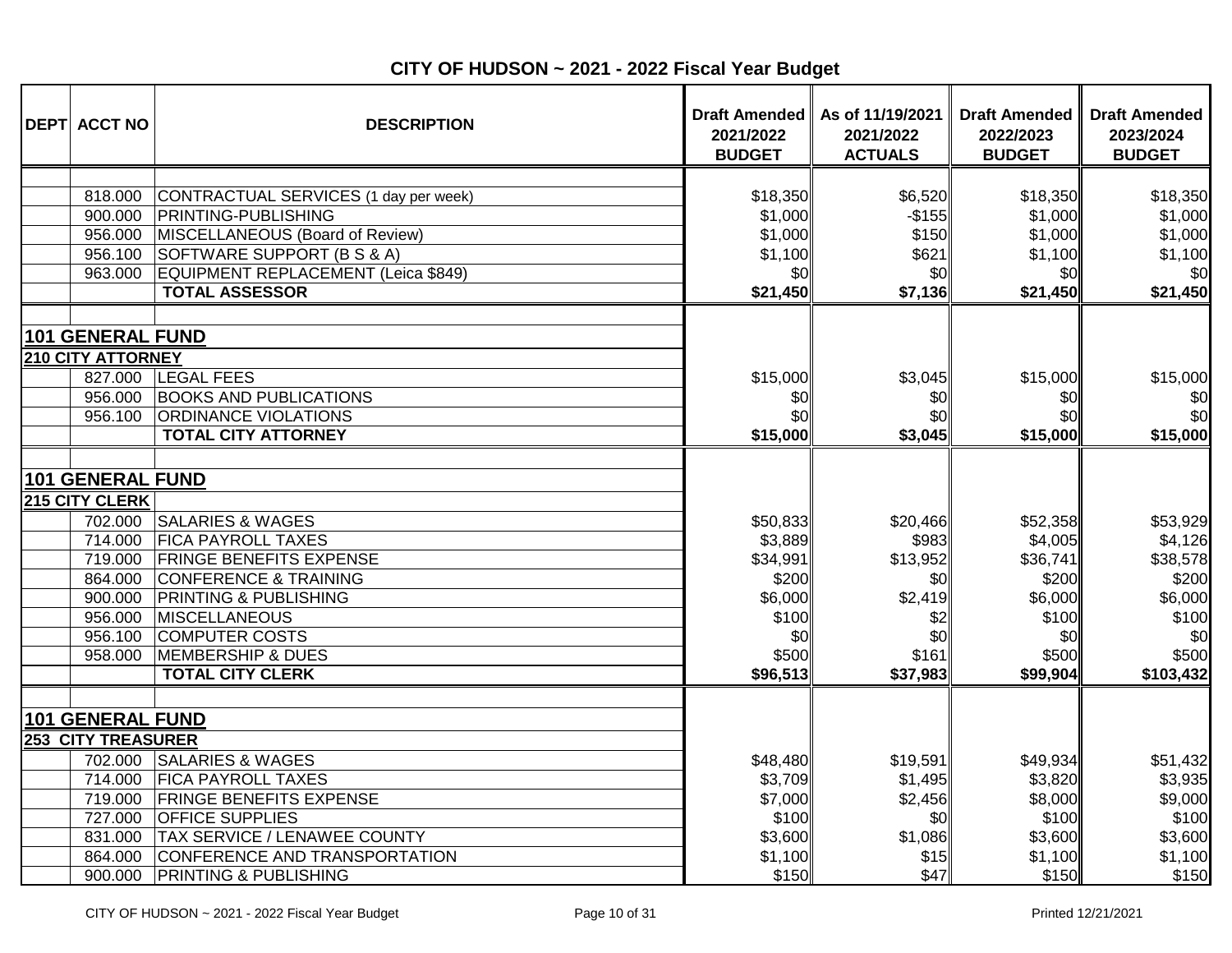# CITY OF HUDSON ~ 2021 - 2022 Fiscal Year Budget

| DEPT | ACCT NO | DESCRIPTION | Draft Amended 2021/2022 BUDGET | As of 11/19/2021 2021/2022 ACTUALS | Draft Amended 2022/2023 BUDGET | Draft Amended 2023/2024 BUDGET |
|---|---|---|---|---|---|---|
| | | | | | | |
| | 818.000 | CONTRACTUAL SERVICES (1 day per week) | $18,350 | $6,520 | $18,350 | $18,350 |
| | 900.000 | PRINTING-PUBLISHING | $1,000 | -$155 | $1,000 | $1,000 |
| | 956.000 | MISCELLANEOUS (Board of Review) | $1,000 | $150 | $1,000 | $1,000 |
| | 956.100 | SOFTWARE SUPPORT (B S & A) | $1,100 | $621 | $1,100 | $1,100 |
| | 963.000 | EQUIPMENT REPLACEMENT (Leica $849) | $0 | $0 | $0 | $0 |
| | | **TOTAL ASSESSOR** | **$21,450** | **$7,136** | **$21,450** | **$21,450** |
| | | | | | | |
| **101 GENERAL FUND** | | | | | | |
| **210 CITY ATTORNEY** | | | | | | |
| | 827.000 | LEGAL FEES | $15,000 | $3,045 | $15,000 | $15,000 |
| | 956.000 | BOOKS AND PUBLICATIONS | $0 | $0 | $0 | $0 |
| | 956.100 | ORDINANCE VIOLATIONS | $0 | $0 | $0 | $0 |
| | | **TOTAL CITY ATTORNEY** | **$15,000** | **$3,045** | **$15,000** | **$15,000** |
| | | | | | | |
| **101 GENERAL FUND** | | | | | | |
| **215 CITY CLERK** | | | | | | |
| | 702.000 | SALARIES & WAGES | $50,833 | $20,466 | $52,358 | $53,929 |
| | 714.000 | FICA PAYROLL TAXES | $3,889 | $983 | $4,005 | $4,126 |
| | 719.000 | FRINGE BENEFITS EXPENSE | $34,991 | $13,952 | $36,741 | $38,578 |
| | 864.000 | CONFERENCE & TRAINING | $200 | $0 | $200 | $200 |
| | 900.000 | PRINTING & PUBLISHING | $6,000 | $2,419 | $6,000 | $6,000 |
| | 956.000 | MISCELLANEOUS | $100 | $2 | $100 | $100 |
| | 956.100 | COMPUTER COSTS | $0 | $0 | $0 | $0 |
| | 958.000 | MEMBERSHIP & DUES | $500 | $161 | $500 | $500 |
| | | **TOTAL CITY CLERK** | **$96,513** | **$37,983** | **$99,904** | **$103,432** |
| | | | | | | |
| **101 GENERAL FUND** | | | | | | |
| **253 CITY TREASURER** | | | | | | |
| | 702.000 | SALARIES & WAGES | $48,480 | $19,591 | $49,934 | $51,432 |
| | 714.000 | FICA PAYROLL TAXES | $3,709 | $1,495 | $3,820 | $3,935 |
| | 719.000 | FRINGE BENEFITS EXPENSE | $7,000 | $2,456 | $8,000 | $9,000 |
| | 727.000 | OFFICE SUPPLIES | $100 | $0 | $100 | $100 |
| | 831.000 | TAX SERVICE / LENAWEE COUNTY | $3,600 | $1,086 | $3,600 | $3,600 |
| | 864.000 | CONFERENCE AND TRANSPORTATION | $1,100 | $15 | $1,100 | $1,100 |
| | 900.000 | PRINTING & PUBLISHING | $150 | $47 | $150 | $150 |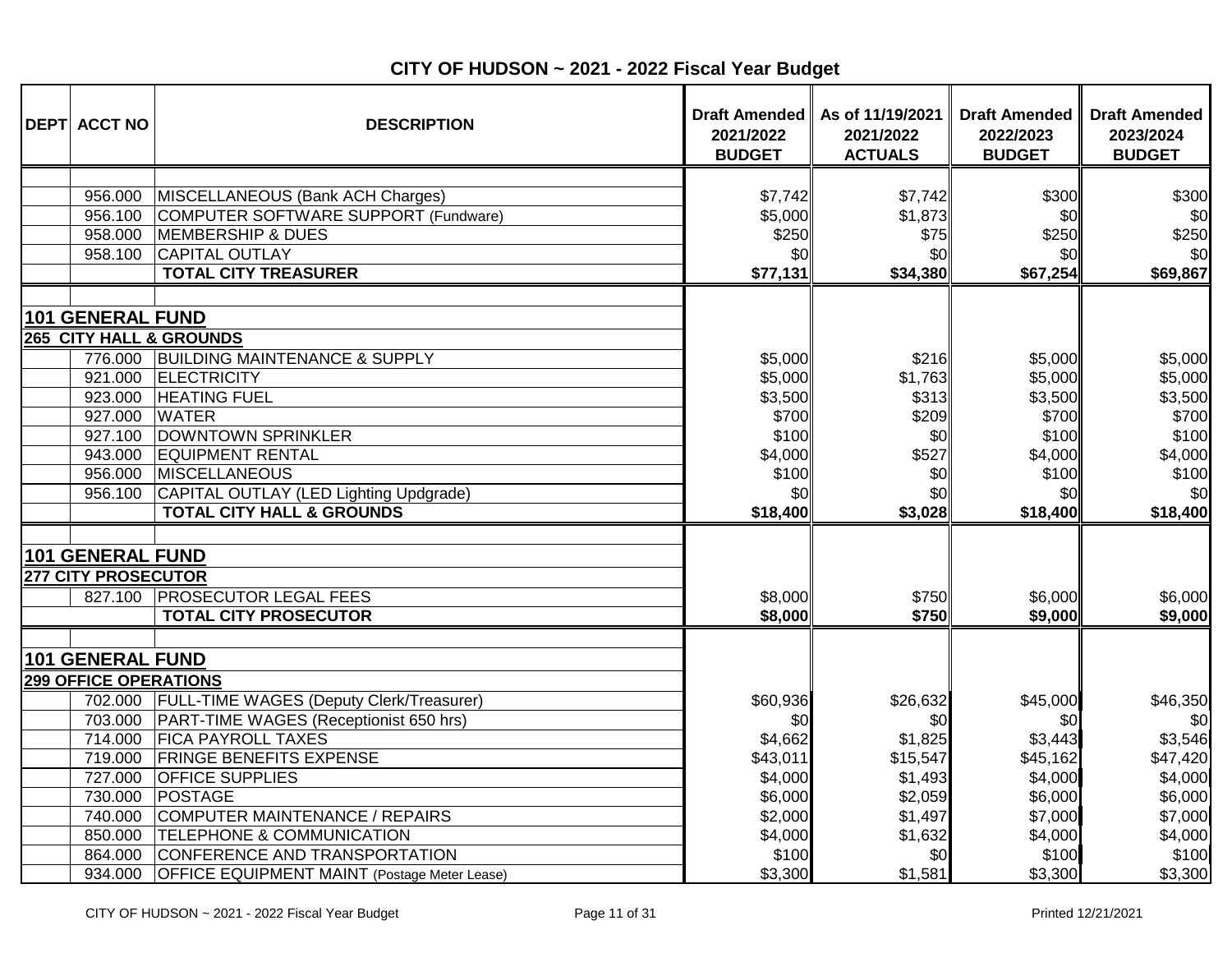# CITY OF HUDSON ~ 2021 - 2022 Fiscal Year Budget

| DEPT | ACCT NO | DESCRIPTION | Draft Amended 2021/2022 BUDGET | As of 11/19/2021 2021/2022 ACTUALS | Draft Amended 2022/2023 BUDGET | Draft Amended 2023/2024 BUDGET |
|---|---|---|---|---|---|---|
| | 956.000 | MISCELLANEOUS (Bank ACH Charges) | $7,742 | $7,742 | $300 | $300 |
| | 956.100 | COMPUTER SOFTWARE SUPPORT (Fundware) | $5,000 | $1,873 | $0 | $0 |
| | 958.000 | MEMBERSHIP & DUES | $250 | $75 | $250 | $250 |
| | 958.100 | CAPITAL OUTLAY | $0 | $0 | $0 | $0 |
| | | **TOTAL CITY TREASURER** | **$77,131** | **$34,380** | **$67,254** | **$69,867** |
| | | | | | | |
| **101 GENERAL FUND** | | | | | | |
| **265 CITY HALL & GROUNDS** | | | | | | |
| | 776.000 | BUILDING MAINTENANCE & SUPPLY | $5,000 | $216 | $5,000 | $5,000 |
| | 921.000 | ELECTRICITY | $5,000 | $1,763 | $5,000 | $5,000 |
| | 923.000 | HEATING FUEL | $3,500 | $313 | $3,500 | $3,500 |
| | 927.000 | WATER | $700 | $209 | $700 | $700 |
| | 927.100 | DOWNTOWN SPRINKLER | $100 | $0 | $100 | $100 |
| | 943.000 | EQUIPMENT RENTAL | $4,000 | $527 | $4,000 | $4,000 |
| | 956.000 | MISCELLANEOUS | $100 | $0 | $100 | $100 |
| | 956.100 | CAPITAL OUTLAY (LED Lighting Updgrade) | $0 | $0 | $0 | $0 |
| | | **TOTAL CITY HALL & GROUNDS** | **$18,400** | **$3,028** | **$18,400** | **$18,400** |
| | | | | | | |
| **101 GENERAL FUND** | | | | | | |
| **277 CITY PROSECUTOR** | | | | | | |
| | 827.100 | PROSECUTOR LEGAL FEES | $8,000 | $750 | $6,000 | $6,000 |
| | | **TOTAL CITY PROSECUTOR** | **$8,000** | **$750** | **$9,000** | **$9,000** |
| | | | | | | |
| **101 GENERAL FUND** | | | | | | |
| **299 OFFICE OPERATIONS** | | | | | | |
| | 702.000 | FULL-TIME WAGES (Deputy Clerk/Treasurer) | $60,936 | $26,632 | $45,000 | $46,350 |
| | 703.000 | PART-TIME WAGES (Receptionist 650 hrs) | $0 | $0 | $0 | $0 |
| | 714.000 | FICA PAYROLL TAXES | $4,662 | $1,825 | $3,443 | $3,546 |
| | 719.000 | FRINGE BENEFITS EXPENSE | $43,011 | $15,547 | $45,162 | $47,420 |
| | 727.000 | OFFICE SUPPLIES | $4,000 | $1,493 | $4,000 | $4,000 |
| | 730.000 | POSTAGE | $6,000 | $2,059 | $6,000 | $6,000 |
| | 740.000 | COMPUTER MAINTENANCE / REPAIRS | $2,000 | $1,497 | $7,000 | $7,000 |
| | 850.000 | TELEPHONE & COMMUNICATION | $4,000 | $1,632 | $4,000 | $4,000 |
| | 864.000 | CONFERENCE AND TRANSPORTATION | $100 | $0 | $100 | $100 |
| | 934.000 | OFFICE EQUIPMENT MAINT (Postage Meter Lease) | $3,300 | $1,581 | $3,300 | $3,300 |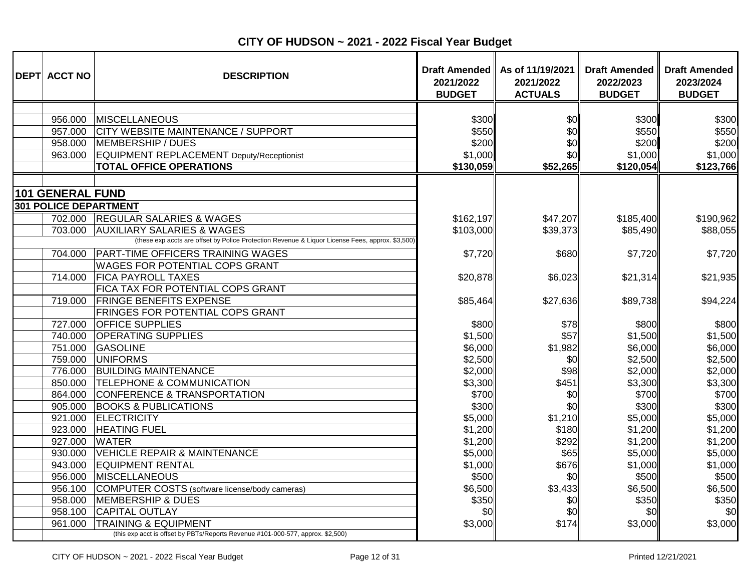# CITY OF HUDSON ~ 2021 - 2022 Fiscal Year Budget

| DEPT | ACCT NO | DESCRIPTION | Draft Amended 2021/2022 BUDGET | As of 11/19/2021 2021/2022 ACTUALS | Draft Amended 2022/2023 BUDGET | Draft Amended 2023/2024 BUDGET |
|---|---|---|---|---|---|---|
| | 956.000 | MISCELLANEOUS | $300 | $0 | $300 | $300 |
| | 957.000 | CITY WEBSITE MAINTENANCE / SUPPORT | $550 | $0 | $550 | $550 |
| | 958.000 | MEMBERSHIP / DUES | $200 | $0 | $200 | $200 |
| | 963.000 | EQUIPMENT REPLACEMENT Deputy/Receptionist | $1,000 | $0 | $1,000 | $1,000 |
| | | **TOTAL OFFICE OPERATIONS** | **$130,059** | **$52,265** | **$120,054** | **$123,766** |
| **101 GENERAL FUND** | | | | | | |
| **301 POLICE DEPARTMENT** | | | | | | |
| | 702.000 | REGULAR SALARIES & WAGES | $162,197 | $47,207 | $185,400 | $190,962 |
| | 703.000 | AUXILIARY SALARIES & WAGES | $103,000 | $39,373 | $85,490 | $88,055 |
| | | (these exp accts are offset by Police Protection Revenue & Liquor License Fees, approx. $3,500) | | | | |
| | 704.000 | PART-TIME OFFICERS TRAINING WAGES | $7,720 | $680 | $7,720 | $7,720 |
| | | WAGES FOR POTENTIAL COPS GRANT | | | | |
| | 714.000 | FICA PAYROLL TAXES | $20,878 | $6,023 | $21,314 | $21,935 |
| | | FICA TAX FOR POTENTIAL COPS GRANT | | | | |
| | 719.000 | FRINGE BENEFITS EXPENSE | $85,464 | $27,636 | $89,738 | $94,224 |
| | | FRINGES FOR POTENTIAL COPS GRANT | | | | |
| | 727.000 | OFFICE SUPPLIES | $800 | $78 | $800 | $800 |
| | 740.000 | OPERATING SUPPLIES | $1,500 | $57 | $1,500 | $1,500 |
| | 751.000 | GASOLINE | $6,000 | $1,982 | $6,000 | $6,000 |
| | 759.000 | UNIFORMS | $2,500 | $0 | $2,500 | $2,500 |
| | 776.000 | BUILDING MAINTENANCE | $2,000 | $98 | $2,000 | $2,000 |
| | 850.000 | TELEPHONE & COMMUNICATION | $3,300 | $451 | $3,300 | $3,300 |
| | 864.000 | CONFERENCE & TRANSPORTATION | $700 | $0 | $700 | $700 |
| | 905.000 | BOOKS & PUBLICATIONS | $300 | $0 | $300 | $300 |
| | 921.000 | ELECTRICITY | $5,000 | $1,210 | $5,000 | $5,000 |
| | 923.000 | HEATING FUEL | $1,200 | $180 | $1,200 | $1,200 |
| | 927.000 | WATER | $1,200 | $292 | $1,200 | $1,200 |
| | 930.000 | VEHICLE REPAIR & MAINTENANCE | $5,000 | $65 | $5,000 | $5,000 |
| | 943.000 | EQUIPMENT RENTAL | $1,000 | $676 | $1,000 | $1,000 |
| | 956.000 | MISCELLANEOUS | $500 | $0 | $500 | $500 |
| | 956.100 | COMPUTER COSTS (software license/body cameras) | $6,500 | $3,433 | $6,500 | $6,500 |
| | 958.000 | MEMBERSHIP & DUES | $350 | $0 | $350 | $350 |
| | 958.100 | CAPITAL OUTLAY | $0 | $0 | $0 | $0 |
| | 961.000 | TRAINING & EQUIPMENT | $3,000 | $174 | $3,000 | $3,000 |
| | | (this exp acct is offset by PBTs/Reports Revenue #101-000-577, approx. $2,500) | | | | |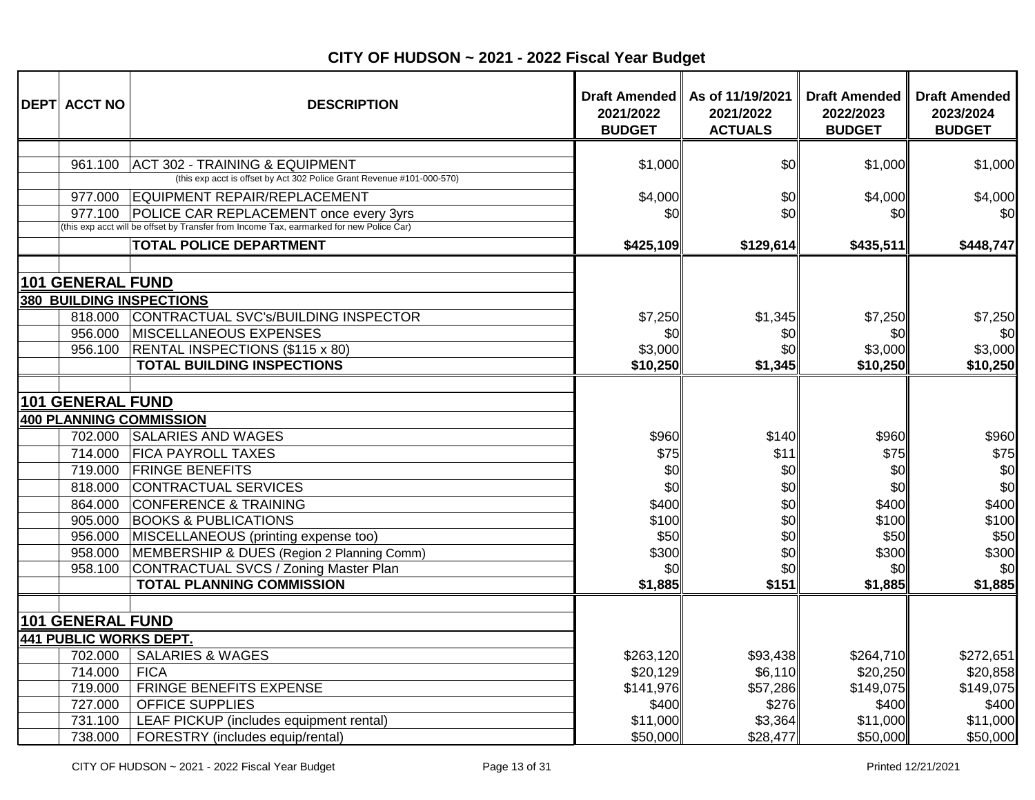## CITY OF HUDSON ~ 2021 - 2022 Fiscal Year Budget

| DEPT | ACCT NO | DESCRIPTION | Draft Amended 2021/2022 BUDGET | As of 11/19/2021 2021/2022 ACTUALS | Draft Amended 2022/2023 BUDGET | Draft Amended 2023/2024 BUDGET |
|---|---|---|---|---|---|---|
| | 961.100 | ACT 302 - TRAINING & EQUIPMENT | $1,000 | $0 | $1,000 | $1,000 |
| | | (this exp acct is offset by Act 302 Police Grant Revenue #101-000-570) | | | | |
| | 977.000 | EQUIPMENT REPAIR/REPLACEMENT | $4,000 | $0 | $4,000 | $4,000 |
| | 977.100 | POLICE CAR REPLACEMENT once every 3yrs | $0 | $0 | $0 | $0 |
| | | (this exp acct will be offset by Transfer from Income Tax, earmarked for new Police Car) | | | | |
| | | **TOTAL POLICE DEPARTMENT** | **$425,109** | **$129,614** | **$435,511** | **$448,747** |
| **101 GENERAL FUND** | | | | | | |
| **380 BUILDING INSPECTIONS** | | | | | | |
| | 818.000 | CONTRACTUAL SVC's/BUILDING INSPECTOR | $7,250 | $1,345 | $7,250 | $7,250 |
| | 956.000 | MISCELLANEOUS EXPENSES | $0 | $0 | $0 | $0 |
| | 956.100 | RENTAL INSPECTIONS ($115 x 80) | $3,000 | $0 | $3,000 | $3,000 |
| | | **TOTAL BUILDING INSPECTIONS** | **$10,250** | **$1,345** | **$10,250** | **$10,250** |
| **101 GENERAL FUND** | | | | | | |
| **400 PLANNING COMMISSION** | | | | | | |
| | 702.000 | SALARIES AND WAGES | $960 | $140 | $960 | $960 |
| | 714.000 | FICA PAYROLL TAXES | $75 | $11 | $75 | $75 |
| | 719.000 | FRINGE BENEFITS | $0 | $0 | $0 | $0 |
| | 818.000 | CONTRACTUAL SERVICES | $0 | $0 | $0 | $0 |
| | 864.000 | CONFERENCE & TRAINING | $400 | $0 | $400 | $400 |
| | 905.000 | BOOKS & PUBLICATIONS | $100 | $0 | $100 | $100 |
| | 956.000 | MISCELLANEOUS (printing expense too) | $50 | $0 | $50 | $50 |
| | 958.000 | MEMBERSHIP & DUES (Region 2 Planning Comm) | $300 | $0 | $300 | $300 |
| | 958.100 | CONTRACTUAL SVCS / Zoning Master Plan | $0 | $0 | $0 | $0 |
| | | **TOTAL PLANNING COMMISSION** | **$1,885** | **$151** | **$1,885** | **$1,885** |
| **101 GENERAL FUND** | | | | | | |
| **441 PUBLIC WORKS DEPT.** | | | | | | |
| | 702.000 | SALARIES & WAGES | $263,120 | $93,438 | $264,710 | $272,651 |
| | 714.000 | FICA | $20,129 | $6,110 | $20,250 | $20,858 |
| | 719.000 | FRINGE BENEFITS EXPENSE | $141,976 | $57,286 | $149,075 | $149,075 |
| | 727.000 | OFFICE SUPPLIES | $400 | $276 | $400 | $400 |
| | 731.100 | LEAF PICKUP (includes equipment rental) | $11,000 | $3,364 | $11,000 | $11,000 |
| | 738.000 | FORESTRY (includes equip/rental) | $50,000 | $28,477 | $50,000 | $50,000 |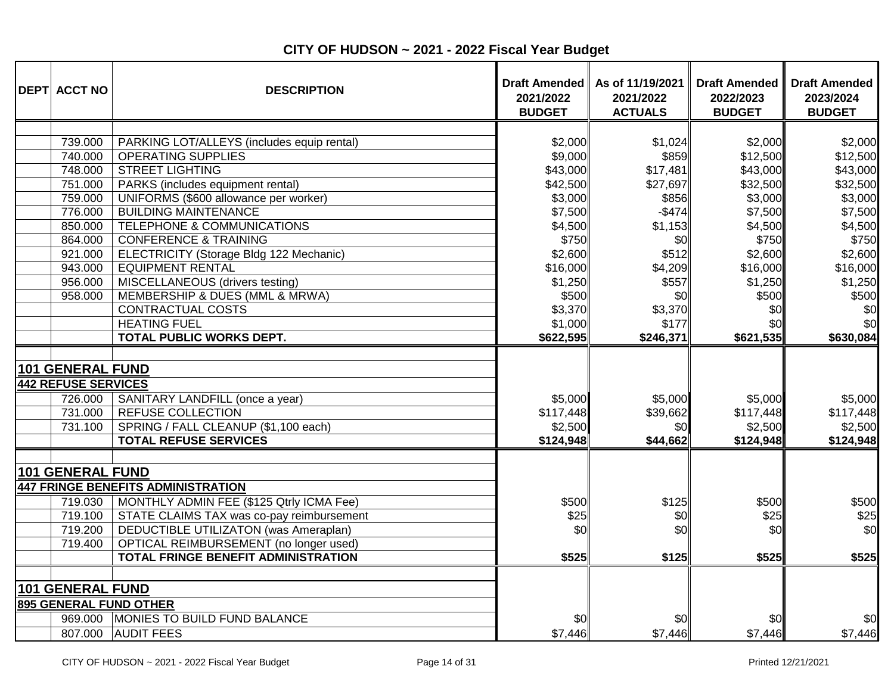# CITY OF HUDSON ~ 2021 - 2022 Fiscal Year Budget

| DEPT | ACCT NO | DESCRIPTION | Draft Amended 2021/2022 BUDGET | As of 11/19/2021 2021/2022 ACTUALS | Draft Amended 2022/2023 BUDGET | Draft Amended 2023/2024 BUDGET |
|---|---|---|---|---|---|---|
| | 739.000 | PARKING LOT/ALLEYS (includes equip rental) | $2,000 | $1,024 | $2,000 | $2,000 |
| | 740.000 | OPERATING SUPPLIES | $9,000 | $859 | $12,500 | $12,500 |
| | 748.000 | STREET LIGHTING | $43,000 | $17,481 | $43,000 | $43,000 |
| | 751.000 | PARKS (includes equipment rental) | $42,500 | $27,697 | $32,500 | $32,500 |
| | 759.000 | UNIFORMS ($600 allowance per worker) | $3,000 | $856 | $3,000 | $3,000 |
| | 776.000 | BUILDING MAINTENANCE | $7,500 | -$474 | $7,500 | $7,500 |
| | 850.000 | TELEPHONE & COMMUNICATIONS | $4,500 | $1,153 | $4,500 | $4,500 |
| | 864.000 | CONFERENCE & TRAINING | $750 | $0 | $750 | $750 |
| | 921.000 | ELECTRICITY (Storage Bldg 122 Mechanic) | $2,600 | $512 | $2,600 | $2,600 |
| | 943.000 | EQUIPMENT RENTAL | $16,000 | $4,209 | $16,000 | $16,000 |
| | 956.000 | MISCELLANEOUS (drivers testing) | $1,250 | $557 | $1,250 | $1,250 |
| | 958.000 | MEMBERSHIP & DUES (MML & MRWA) | $500 | $0 | $500 | $500 |
| | | CONTRACTUAL COSTS | $3,370 | $3,370 | $0 | $0 |
| | | HEATING FUEL | $1,000 | $177 | $0 | $0 |
| | | **TOTAL PUBLIC WORKS DEPT.** | **$622,595** | **$246,371** | **$621,535** | **$630,084** |
| | | | | | | |
| **101 GENERAL FUND** | | | | | | |
| **442 REFUSE SERVICES** | | | | | | |
| | 726.000 | SANITARY LANDFILL (once a year) | $5,000 | $5,000 | $5,000 | $5,000 |
| | 731.000 | REFUSE COLLECTION | $117,448 | $39,662 | $117,448 | $117,448 |
| | 731.100 | SPRING / FALL CLEANUP ($1,100 each) | $2,500 | $0 | $2,500 | $2,500 |
| | | **TOTAL REFUSE SERVICES** | **$124,948** | **$44,662** | **$124,948** | **$124,948** |
| | | | | | | |
| **101 GENERAL FUND** | | | | | | |
| **447 FRINGE BENEFITS ADMINISTRATION** | | | | | | |
| | 719.030 | MONTHLY ADMIN FEE ($125 Qtrly ICMA Fee) | $500 | $125 | $500 | $500 |
| | 719.100 | STATE CLAIMS TAX was co-pay reimbursement | $25 | $0 | $25 | $25 |
| | 719.200 | DEDUCTIBLE UTILIZATON (was Ameraplan) | $0 | $0 | $0 | $0 |
| | 719.400 | OPTICAL REIMBURSEMENT (no longer used) | | | | |
| | | **TOTAL FRINGE BENEFIT ADMINISTRATION** | **$525** | **$125** | **$525** | **$525** |
| | | | | | | |
| **101 GENERAL FUND** | | | | | | |
| **895 GENERAL FUND OTHER** | | | | | | |
| | 969.000 | MONIES TO BUILD FUND BALANCE | $0 | $0 | $0 | $0 |
| | 807.000 | AUDIT FEES | $7,446 | $7,446 | $7,446 | $7,446 |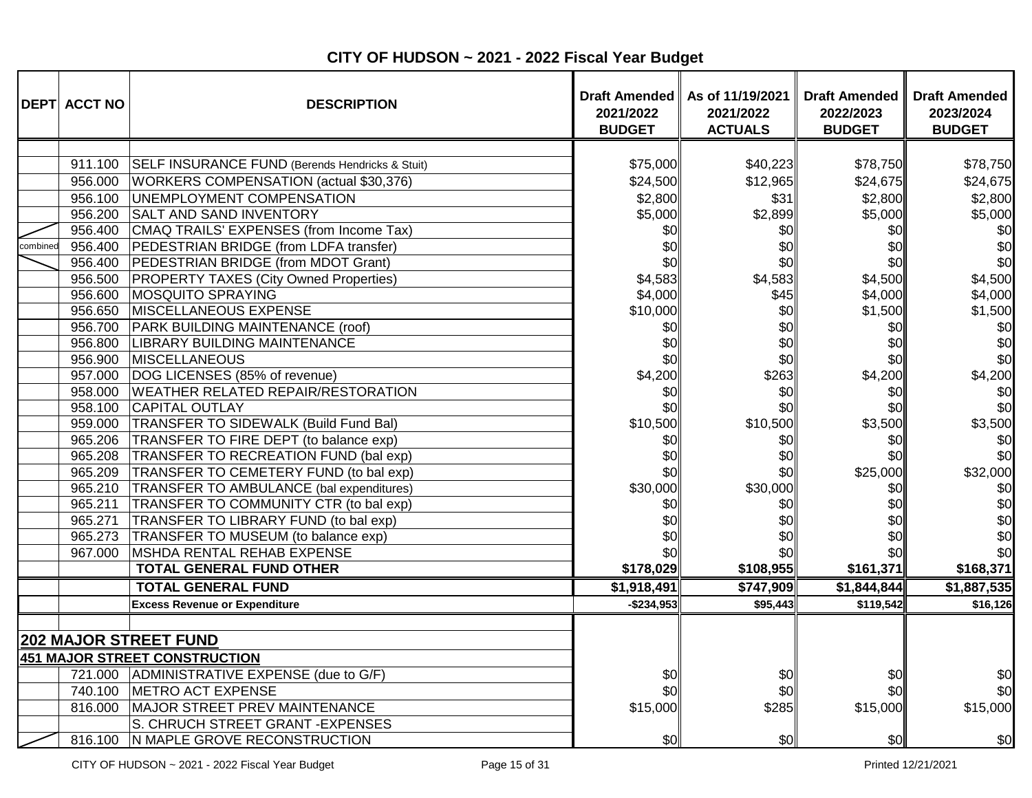# CITY OF HUDSON ~ 2021 - 2022 Fiscal Year Budget

| DEPT | ACCT NO | DESCRIPTION | Draft Amended 2021/2022 BUDGET | As of 11/19/2021 2021/2022 ACTUALS | Draft Amended 2022/2023 BUDGET | Draft Amended 2023/2024 BUDGET |
|---|---|---|---|---|---|---|
| | 911.100 | SELF INSURANCE FUND (Berends Hendricks & Stuit) | $75,000 | $40,223 | $78,750 | $78,750 |
| | 956.000 | WORKERS COMPENSATION (actual $30,376) | $24,500 | $12,965 | $24,675 | $24,675 |
| | 956.100 | UNEMPLOYMENT COMPENSATION | $2,800 | $31 | $2,800 | $2,800 |
| | 956.200 | SALT AND SAND INVENTORY | $5,000 | $2,899 | $5,000 | $5,000 |
| | 956.400 | CMAQ TRAILS' EXPENSES (from Income Tax) | $0 | $0 | $0 | $0 |
| combined | 956.400 | PEDESTRIAN BRIDGE (from LDFA transfer) | $0 | $0 | $0 | $0 |
| | 956.400 | PEDESTRIAN BRIDGE (from MDOT Grant) | $0 | $0 | $0 | $0 |
| | 956.500 | PROPERTY TAXES (City Owned Properties) | $4,583 | $4,583 | $4,500 | $4,500 |
| | 956.600 | MOSQUITO SPRAYING | $4,000 | $45 | $4,000 | $4,000 |
| | 956.650 | MISCELLANEOUS EXPENSE | $10,000 | $0 | $1,500 | $1,500 |
| | 956.700 | PARK BUILDING MAINTENANCE (roof) | $0 | $0 | $0 | $0 |
| | 956.800 | LIBRARY BUILDING MAINTENANCE | $0 | $0 | $0 | $0 |
| | 956.900 | MISCELLANEOUS | $0 | $0 | $0 | $0 |
| | 957.000 | DOG LICENSES (85% of revenue) | $4,200 | $263 | $4,200 | $4,200 |
| | 958.000 | WEATHER RELATED REPAIR/RESTORATION | $0 | $0 | $0 | $0 |
| | 958.100 | CAPITAL OUTLAY | $0 | $0 | $0 | $0 |
| | 959.000 | TRANSFER TO SIDEWALK (Build Fund Bal) | $10,500 | $10,500 | $3,500 | $3,500 |
| | 965.206 | TRANSFER TO FIRE DEPT (to balance exp) | $0 | $0 | $0 | $0 |
| | 965.208 | TRANSFER TO RECREATION FUND (bal exp) | $0 | $0 | $0 | $0 |
| | 965.209 | TRANSFER TO CEMETERY FUND (to bal exp) | $0 | $0 | $25,000 | $32,000 |
| | 965.210 | TRANSFER TO AMBULANCE (bal expenditures) | $30,000 | $30,000 | $0 | $0 |
| | 965.211 | TRANSFER TO COMMUNITY CTR (to bal exp) | $0 | $0 | $0 | $0 |
| | 965.271 | TRANSFER TO LIBRARY FUND (to bal exp) | $0 | $0 | $0 | $0 |
| | 965.273 | TRANSFER TO MUSEUM (to balance exp) | $0 | $0 | $0 | $0 |
| | 967.000 | MSHDA RENTAL REHAB EXPENSE | $0 | $0 | $0 | $0 |
| | | **TOTAL GENERAL FUND OTHER** | **$178,029** | **$108,955** | **$161,371** | **$168,371** |
| | | **TOTAL GENERAL FUND** | **$1,918,491** | **$747,909** | **$1,844,844** | **$1,887,535** |
| | | **Excess Revenue or Expenditure** | **-$234,953** | **$95,443** | **$119,542** | **$16,126** |
| | | | | | | |
| **202 MAJOR STREET FUND** | | | | | | |
| **451 MAJOR STREET CONSTRUCTION** | | | | | | |
| | 721.000 | ADMINISTRATIVE EXPENSE (due to G/F) | $0 | $0 | $0 | $0 |
| | 740.100 | METRO ACT EXPENSE | $0 | $0 | $0 | $0 |
| | 816.000 | MAJOR STREET PREV MAINTENANCE | $15,000 | $285 | $15,000 | $15,000 |
| | | S. CHRUCH STREET GRANT -EXPENSES | | | | |
| | 816.100 | N MAPLE GROVE RECONSTRUCTION | $0 | $0 | $0 | $0 |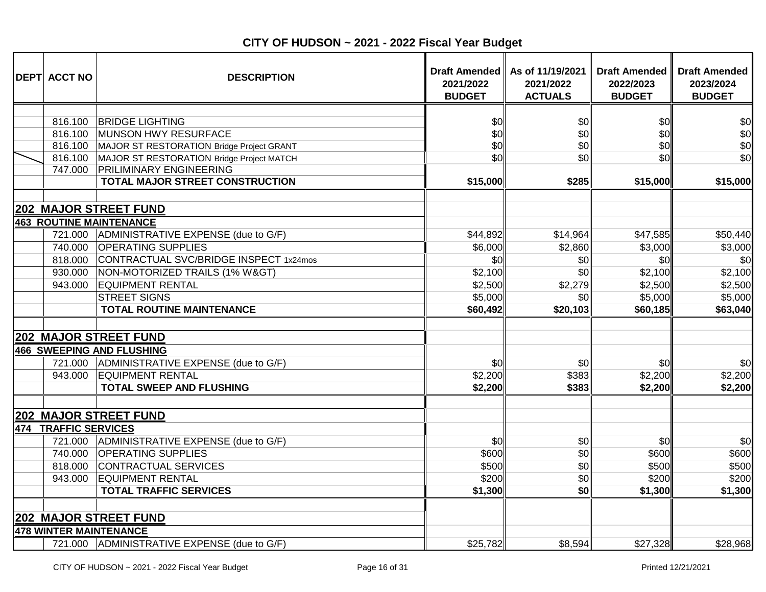# CITY OF HUDSON ~ 2021 - 2022 Fiscal Year Budget

| DEPT | ACCT NO | DESCRIPTION | Draft Amended 2021/2022 BUDGET | As of 11/19/2021 2021/2022 ACTUALS | Draft Amended 2022/2023 BUDGET | Draft Amended 2023/2024 BUDGET |
|---|---|---|---|---|---|---|
| | 816.100 | BRIDGE LIGHTING | $0 | $0 | $0 | $0 |
| | 816.100 | MUNSON HWY RESURFACE | $0 | $0 | $0 | $0 |
| | 816.100 | MAJOR ST RESTORATION Bridge Project GRANT | $0 | $0 | $0 | $0 |
| | 816.100 | MAJOR ST RESTORATION Bridge Project MATCH | $0 | $0 | $0 | $0 |
| | 747.000 | PRILIMINARY ENGINEERING | | | | |
| | | **TOTAL MAJOR STREET CONSTRUCTION** | **$15,000** | **$285** | **$15,000** | **$15,000** |
| **202 MAJOR STREET FUND** | | | | | | |
| **463 ROUTINE MAINTENANCE** | | | | | | |
| | 721.000 | ADMINISTRATIVE EXPENSE (due to G/F) | $44,892 | $14,964 | $47,585 | $50,440 |
| | 740.000 | OPERATING SUPPLIES | $6,000 | $2,860 | $3,000 | $3,000 |
| | 818.000 | CONTRACTUAL SVC/BRIDGE INSPECT 1x24mos | $0 | $0 | $0 | $0 |
| | 930.000 | NON-MOTORIZED TRAILS (1% W&GT) | $2,100 | $0 | $2,100 | $2,100 |
| | 943.000 | EQUIPMENT RENTAL | $2,500 | $2,279 | $2,500 | $2,500 |
| | | STREET SIGNS | $5,000 | $0 | $5,000 | $5,000 |
| | | **TOTAL ROUTINE MAINTENANCE** | **$60,492** | **$20,103** | **$60,185** | **$63,040** |
| **202 MAJOR STREET FUND** | | | | | | |
| **466 SWEEPING AND FLUSHING** | | | | | | |
| | 721.000 | ADMINISTRATIVE EXPENSE (due to G/F) | $0 | $0 | $0 | $0 |
| | 943.000 | EQUIPMENT RENTAL | $2,200 | $383 | $2,200 | $2,200 |
| | | **TOTAL SWEEP AND FLUSHING** | **$2,200** | **$383** | **$2,200** | **$2,200** |
| **202 MAJOR STREET FUND** | | | | | | |
| **474 TRAFFIC SERVICES** | | | | | | |
| | 721.000 | ADMINISTRATIVE EXPENSE (due to G/F) | $0 | $0 | $0 | $0 |
| | 740.000 | OPERATING SUPPLIES | $600 | $0 | $600 | $600 |
| | 818.000 | CONTRACTUAL SERVICES | $500 | $0 | $500 | $500 |
| | 943.000 | EQUIPMENT RENTAL | $200 | $0 | $200 | $200 |
| | | **TOTAL TRAFFIC SERVICES** | **$1,300** | **$0** | **$1,300** | **$1,300** |
| **202 MAJOR STREET FUND** | | | | | | |
| **478 WINTER MAINTENANCE** | | | | | | |
| | 721.000 | ADMINISTRATIVE EXPENSE (due to G/F) | $25,782 | $8,594 | $27,328 | $28,968 |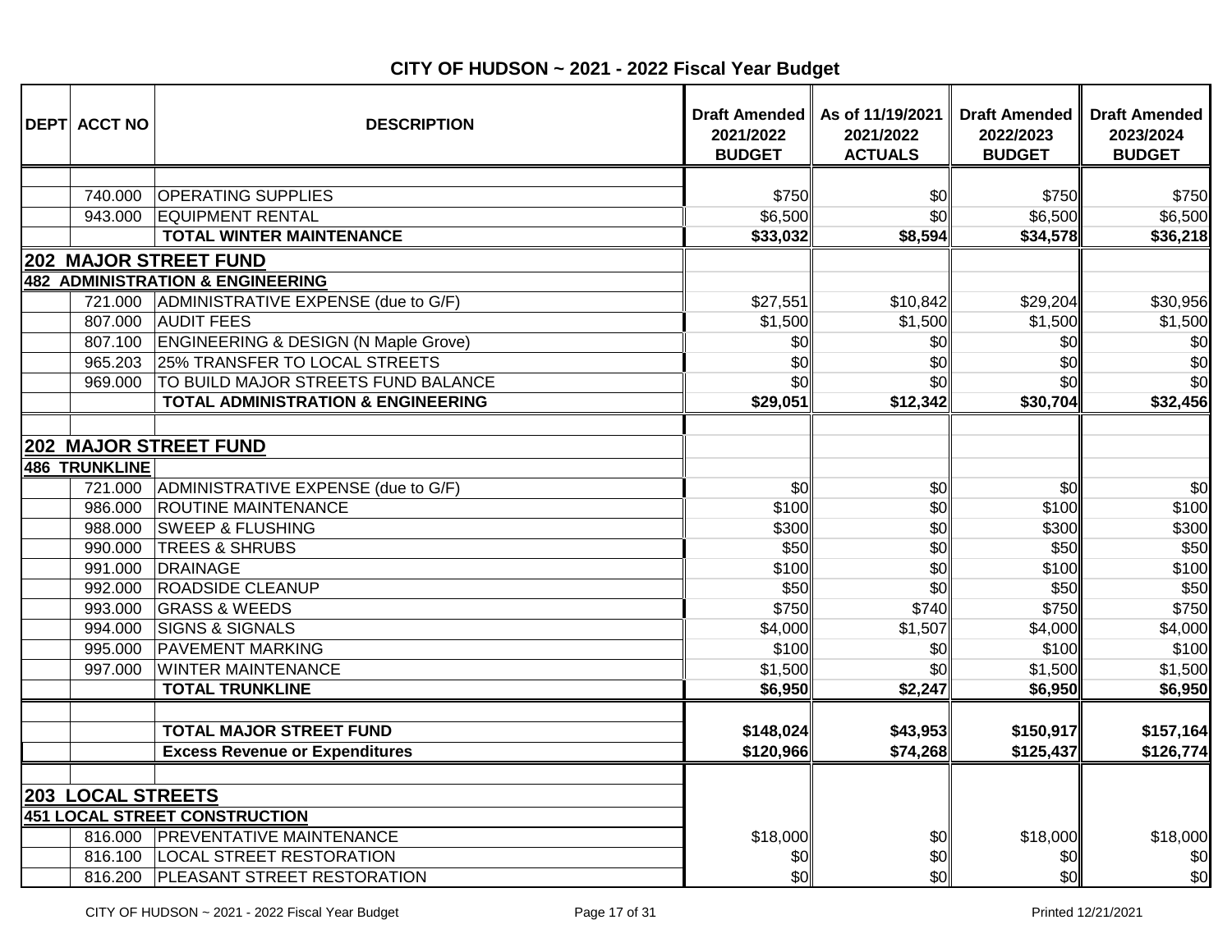# CITY OF HUDSON ~ 2021 - 2022 Fiscal Year Budget

| DEPT | ACCT NO | DESCRIPTION | Draft Amended 2021/2022 BUDGET | As of 11/19/2021 2021/2022 ACTUALS | Draft Amended 2022/2023 BUDGET | Draft Amended 2023/2024 BUDGET |
|---|---|---|---|---|---|---|
| | | | | | | |
| | 740.000 | OPERATING SUPPLIES | $750 | $0 | $750 | $750 |
| | 943.000 | EQUIPMENT RENTAL | $6,500 | $0 | $6,500 | $6,500 |
| | | **TOTAL WINTER MAINTENANCE** | **$33,032** | **$8,594** | **$34,578** | **$36,218** |
| **202 MAJOR STREET FUND** | | | | | | |
| **482 ADMINISTRATION & ENGINEERING** | | | | | | |
| | 721.000 | ADMINISTRATIVE EXPENSE (due to G/F) | $27,551 | $10,842 | $29,204 | $30,956 |
| | 807.000 | AUDIT FEES | $1,500 | $1,500 | $1,500 | $1,500 |
| | 807.100 | ENGINEERING & DESIGN (N Maple Grove) | $0 | $0 | $0 | $0 |
| | 965.203 | 25% TRANSFER TO LOCAL STREETS | $0 | $0 | $0 | $0 |
| | 969.000 | TO BUILD MAJOR STREETS FUND BALANCE | $0 | $0 | $0 | $0 |
| | | **TOTAL ADMINISTRATION & ENGINEERING** | **$29,051** | **$12,342** | **$30,704** | **$32,456** |
| | | | | | | |
| **202 MAJOR STREET FUND** | | | | | | |
| **486 TRUNKLINE** | | | | | | |
| | 721.000 | ADMINISTRATIVE EXPENSE (due to G/F) | $0 | $0 | $0 | $0 |
| | 986.000 | ROUTINE MAINTENANCE | $100 | $0 | $100 | $100 |
| | 988.000 | SWEEP & FLUSHING | $300 | $0 | $300 | $300 |
| | 990.000 | TREES & SHRUBS | $50 | $0 | $50 | $50 |
| | 991.000 | DRAINAGE | $100 | $0 | $100 | $100 |
| | 992.000 | ROADSIDE CLEANUP | $50 | $0 | $50 | $50 |
| | 993.000 | GRASS & WEEDS | $750 | $740 | $750 | $750 |
| | 994.000 | SIGNS & SIGNALS | $4,000 | $1,507 | $4,000 | $4,000 |
| | 995.000 | PAVEMENT MARKING | $100 | $0 | $100 | $100 |
| | 997.000 | WINTER MAINTENANCE | $1,500 | $0 | $1,500 | $1,500 |
| | | **TOTAL TRUNKLINE** | **$6,950** | **$2,247** | **$6,950** | **$6,950** |
| | | | | | | |
| | | **TOTAL MAJOR STREET FUND** | **$148,024** | **$43,953** | **$150,917** | **$157,164** |
| | | **Excess Revenue or Expenditures** | **$120,966** | **$74,268** | **$125,437** | **$126,774** |
| | | | | | | |
| **203 LOCAL STREETS** | | | | | | |
| **451 LOCAL STREET CONSTRUCTION** | | | | | | |
| | 816.000 | PREVENTATIVE MAINTENANCE | $18,000 | $0 | $18,000 | $18,000 |
| | 816.100 | LOCAL STREET RESTORATION | $0 | $0 | $0 | $0 |
| | 816.200 | PLEASANT STREET RESTORATION | $0 | $0 | $0 | $0 |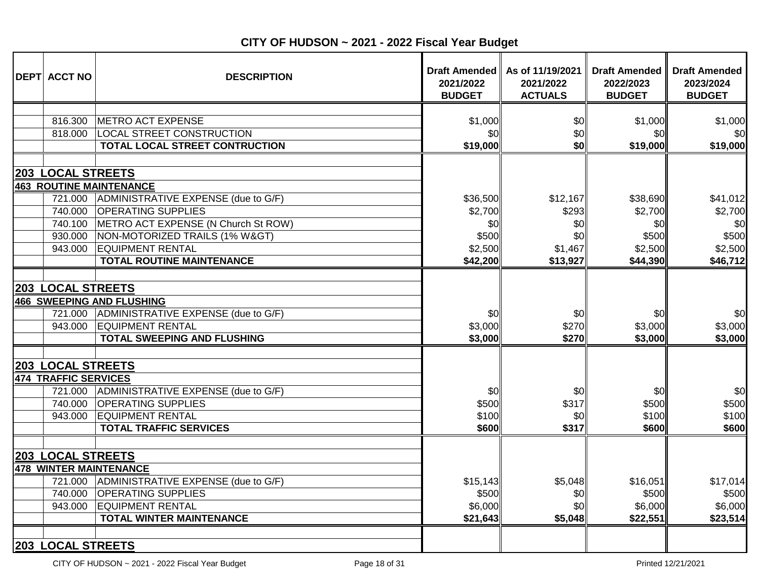# CITY OF HUDSON ~ 2021 - 2022 Fiscal Year Budget

| DEPT | ACCT NO | DESCRIPTION | Draft Amended 2021/2022 BUDGET | As of 11/19/2021 2021/2022 ACTUALS | Draft Amended 2022/2023 BUDGET | Draft Amended 2023/2024 BUDGET |
|---|---|---|---|---|---|---|
| | 816.300 | METRO ACT EXPENSE | $1,000 | $0 | $1,000 | $1,000 |
| | 818.000 | LOCAL STREET CONSTRUCTION | $0 | $0 | $0 | $0 |
| | | **TOTAL LOCAL STREET CONTRUCTION** | **$19,000** | **$0** | **$19,000** | **$19,000** |
| **203** | **LOCAL STREETS** | | | | | |
| **463** | **ROUTINE MAINTENANCE** | | | | | |
| | 721.000 | ADMINISTRATIVE EXPENSE (due to G/F) | $36,500 | $12,167 | $38,690 | $41,012 |
| | 740.000 | OPERATING SUPPLIES | $2,700 | $293 | $2,700 | $2,700 |
| | 740.100 | METRO ACT EXPENSE (N Church St ROW) | $0 | $0 | $0 | $0 |
| | 930.000 | NON-MOTORIZED TRAILS (1% W&GT) | $500 | $0 | $500 | $500 |
| | 943.000 | EQUIPMENT RENTAL | $2,500 | $1,467 | $2,500 | $2,500 |
| | | **TOTAL ROUTINE MAINTENANCE** | **$42,200** | **$13,927** | **$44,390** | **$46,712** |
| **203** | **LOCAL STREETS** | | | | | |
| **466** | **SWEEPING AND FLUSHING** | | | | | |
| | 721.000 | ADMINISTRATIVE EXPENSE (due to G/F) | $0 | $0 | $0 | $0 |
| | 943.000 | EQUIPMENT RENTAL | $3,000 | $270 | $3,000 | $3,000 |
| | | **TOTAL SWEEPING AND FLUSHING** | **$3,000** | **$270** | **$3,000** | **$3,000** |
| **203** | **LOCAL STREETS** | | | | | |
| **474** | **TRAFFIC SERVICES** | | | | | |
| | 721.000 | ADMINISTRATIVE EXPENSE (due to G/F) | $0 | $0 | $0 | $0 |
| | 740.000 | OPERATING SUPPLIES | $500 | $317 | $500 | $500 |
| | 943.000 | EQUIPMENT RENTAL | $100 | $0 | $100 | $100 |
| | | **TOTAL TRAFFIC SERVICES** | **$600** | **$317** | **$600** | **$600** |
| **203** | **LOCAL STREETS** | | | | | |
| **478** | **WINTER MAINTENANCE** | | | | | |
| | 721.000 | ADMINISTRATIVE EXPENSE (due to G/F) | $15,143 | $5,048 | $16,051 | $17,014 |
| | 740.000 | OPERATING SUPPLIES | $500 | $0 | $500 | $500 |
| | 943.000 | EQUIPMENT RENTAL | $6,000 | $0 | $6,000 | $6,000 |
| | | **TOTAL WINTER MAINTENANCE** | **$21,643** | **$5,048** | **$22,551** | **$23,514** |
| **203** | **LOCAL STREETS** | | | | | |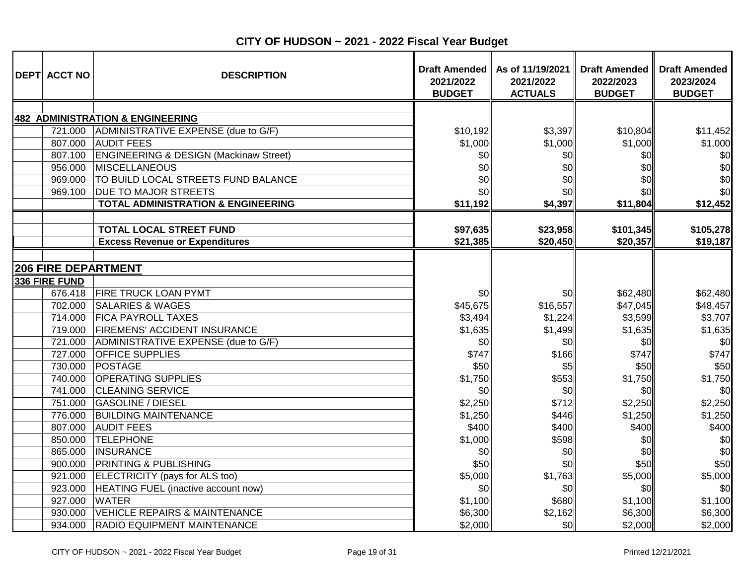# CITY OF HUDSON ~ 2021 - 2022 Fiscal Year Budget

| DEPT | ACCT NO | DESCRIPTION | Draft Amended 2021/2022 BUDGET | As of 11/19/2021 2021/2022 ACTUALS | Draft Amended 2022/2023 BUDGET | Draft Amended 2023/2024 BUDGET |
|---|---|---|---|---|---|---|
| | | | | | | |
| **482 ADMINISTRATION & ENGINEERING** | | | | | | |
| | 721.000 | ADMINISTRATIVE EXPENSE (due to G/F) | $10,192 | $3,397 | $10,804 | $11,452 |
| | 807.000 | AUDIT FEES | $1,000 | $1,000 | $1,000 | $1,000 |
| | 807.100 | ENGINEERING & DESIGN (Mackinaw Street) | $0 | $0 | $0 | $0 |
| | 956.000 | MISCELLANEOUS | $0 | $0 | $0 | $0 |
| | 969.000 | TO BUILD LOCAL STREETS FUND BALANCE | $0 | $0 | $0 | $0 |
| | 969.100 | DUE TO MAJOR STREETS | $0 | $0 | $0 | $0 |
| | | **TOTAL ADMINISTRATION & ENGINEERING** | **$11,192** | **$4,397** | **$11,804** | **$12,452** |
| | | | | | | |
| | | **TOTAL LOCAL STREET FUND** | **$97,635** | **$23,958** | **$101,345** | **$105,278** |
| | | **Excess Revenue or Expenditures** | **$21,385** | **$20,450** | **$20,357** | **$19,187** |
| | | | | | | |
| **206 FIRE DEPARTMENT** | | | | | | |
| **336 FIRE FUND** | | | | | | |
| | 676.418 | FIRE TRUCK LOAN PYMT | $0 | $0 | $62,480 | $62,480 |
| | 702.000 | SALARIES & WAGES | $45,675 | $16,557 | $47,045 | $48,457 |
| | 714.000 | FICA PAYROLL TAXES | $3,494 | $1,224 | $3,599 | $3,707 |
| | 719.000 | FIREMENS' ACCIDENT INSURANCE | $1,635 | $1,499 | $1,635 | $1,635 |
| | 721.000 | ADMINISTRATIVE EXPENSE (due to G/F) | $0 | $0 | $0 | $0 |
| | 727.000 | OFFICE SUPPLIES | $747 | $166 | $747 | $747 |
| | 730.000 | POSTAGE | $50 | $5 | $50 | $50 |
| | 740.000 | OPERATING SUPPLIES | $1,750 | $553 | $1,750 | $1,750 |
| | 741.000 | CLEANING SERVICE | $0 | $0 | $0 | $0 |
| | 751.000 | GASOLINE / DIESEL | $2,250 | $712 | $2,250 | $2,250 |
| | 776.000 | BUILDING MAINTENANCE | $1,250 | $446 | $1,250 | $1,250 |
| | 807.000 | AUDIT FEES | $400 | $400 | $400 | $400 |
| | 850.000 | TELEPHONE | $1,000 | $598 | $0 | $0 |
| | 865.000 | INSURANCE | $0 | $0 | $0 | $0 |
| | 900.000 | PRINTING & PUBLISHING | $50 | $0 | $50 | $50 |
| | 921.000 | ELECTRICITY (pays for ALS too) | $5,000 | $1,763 | $5,000 | $5,000 |
| | 923.000 | HEATING FUEL (inactive account now) | $0 | $0 | $0 | $0 |
| | 927.000 | WATER | $1,100 | $680 | $1,100 | $1,100 |
| | 930.000 | VEHICLE REPAIRS & MAINTENANCE | $6,300 | $2,162 | $6,300 | $6,300 |
| | 934.000 | RADIO EQUIPMENT MAINTENANCE | $2,000 | $0 | $2,000 | $2,000 |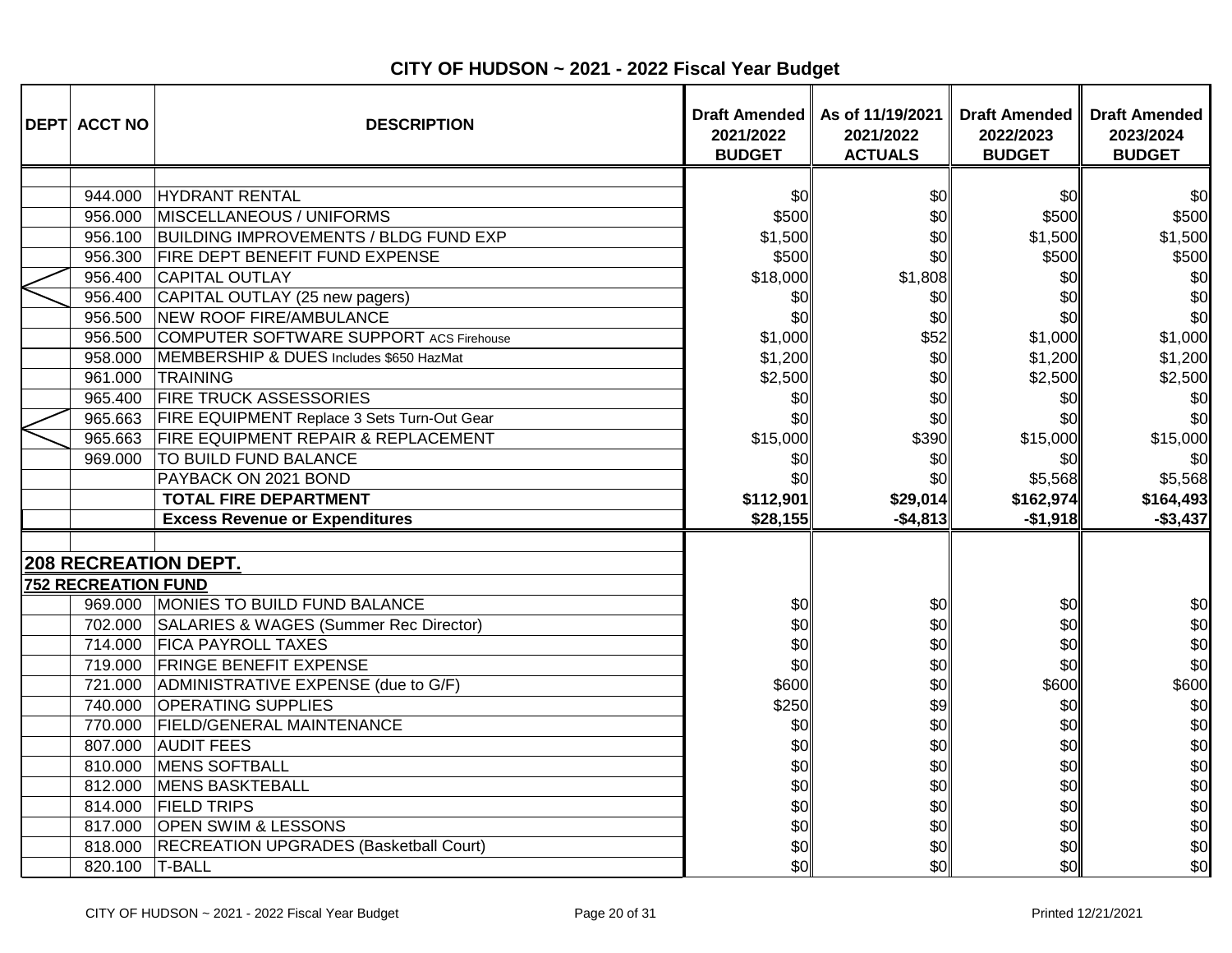# CITY OF HUDSON ~ 2021 - 2022 Fiscal Year Budget

| DEPT | ACCT NO | DESCRIPTION | Draft Amended 2021/2022 BUDGET | As of 11/19/2021 2021/2022 ACTUALS | Draft Amended 2022/2023 BUDGET | Draft Amended 2023/2024 BUDGET |
|---|---|---|---|---|---|---|
| | | | | | | |
| | 944.000 | HYDRANT RENTAL | $0 | $0 | $0 | $0 |
| | 956.000 | MISCELLANEOUS / UNIFORMS | $500 | $0 | $500 | $500 |
| | 956.100 | BUILDING IMPROVEMENTS / BLDG FUND EXP | $1,500 | $0 | $1,500 | $1,500 |
| | 956.300 | FIRE DEPT BENEFIT FUND EXPENSE | $500 | $0 | $500 | $500 |
| | 956.400 | CAPITAL OUTLAY | $18,000 | $1,808 | $0 | $0 |
| | 956.400 | CAPITAL OUTLAY (25 new pagers) | $0 | $0 | $0 | $0 |
| | 956.500 | NEW ROOF FIRE/AMBULANCE | $0 | $0 | $0 | $0 |
| | 956.500 | COMPUTER SOFTWARE SUPPORT ACS Firehouse | $1,000 | $52 | $1,000 | $1,000 |
| | 958.000 | MEMBERSHIP & DUES Includes $650 HazMat | $1,200 | $0 | $1,200 | $1,200 |
| | 961.000 | TRAINING | $2,500 | $0 | $2,500 | $2,500 |
| | 965.400 | FIRE TRUCK ASSESSORIES | $0 | $0 | $0 | $0 |
| | 965.663 | FIRE EQUIPMENT Replace 3 Sets Turn-Out Gear | $0 | $0 | $0 | $0 |
| | 965.663 | FIRE EQUIPMENT REPAIR & REPLACEMENT | $15,000 | $390 | $15,000 | $15,000 |
| | 969.000 | TO BUILD FUND BALANCE | $0 | $0 | $0 | $0 |
| | | PAYBACK ON 2021 BOND | $0 | $0 | $5,568 | $5,568 |
| | | **TOTAL FIRE DEPARTMENT** | **$112,901** | **$29,014** | **$162,974** | **$164,493** |
| | | **Excess Revenue or Expenditures** | **$28,155** | **-$4,813** | **-$1,918** | **-$3,437** |
| | | | | | | |
| **208 RECREATION DEPT.** | | | | | | |
| **752 RECREATION FUND** | | | | | | |
| | 969.000 | MONIES TO BUILD FUND BALANCE | $0 | $0 | $0 | $0 |
| | 702.000 | SALARIES & WAGES (Summer Rec Director) | $0 | $0 | $0 | $0 |
| | 714.000 | FICA PAYROLL TAXES | $0 | $0 | $0 | $0 |
| | 719.000 | FRINGE BENEFIT EXPENSE | $0 | $0 | $0 | $0 |
| | 721.000 | ADMINISTRATIVE EXPENSE (due to G/F) | $600 | $0 | $600 | $600 |
| | 740.000 | OPERATING SUPPLIES | $250 | $9 | $0 | $0 |
| | 770.000 | FIELD/GENERAL MAINTENANCE | $0 | $0 | $0 | $0 |
| | 807.000 | AUDIT FEES | $0 | $0 | $0 | $0 |
| | 810.000 | MENS SOFTBALL | $0 | $0 | $0 | $0 |
| | 812.000 | MENS BASKTEBALL | $0 | $0 | $0 | $0 |
| | 814.000 | FIELD TRIPS | $0 | $0 | $0 | $0 |
| | 817.000 | OPEN SWIM & LESSONS | $0 | $0 | $0 | $0 |
| | 818.000 | RECREATION UPGRADES (Basketball Court) | $0 | $0 | $0 | $0 |
| | 820.100 | T-BALL | $0 | $0 | $0 | $0 |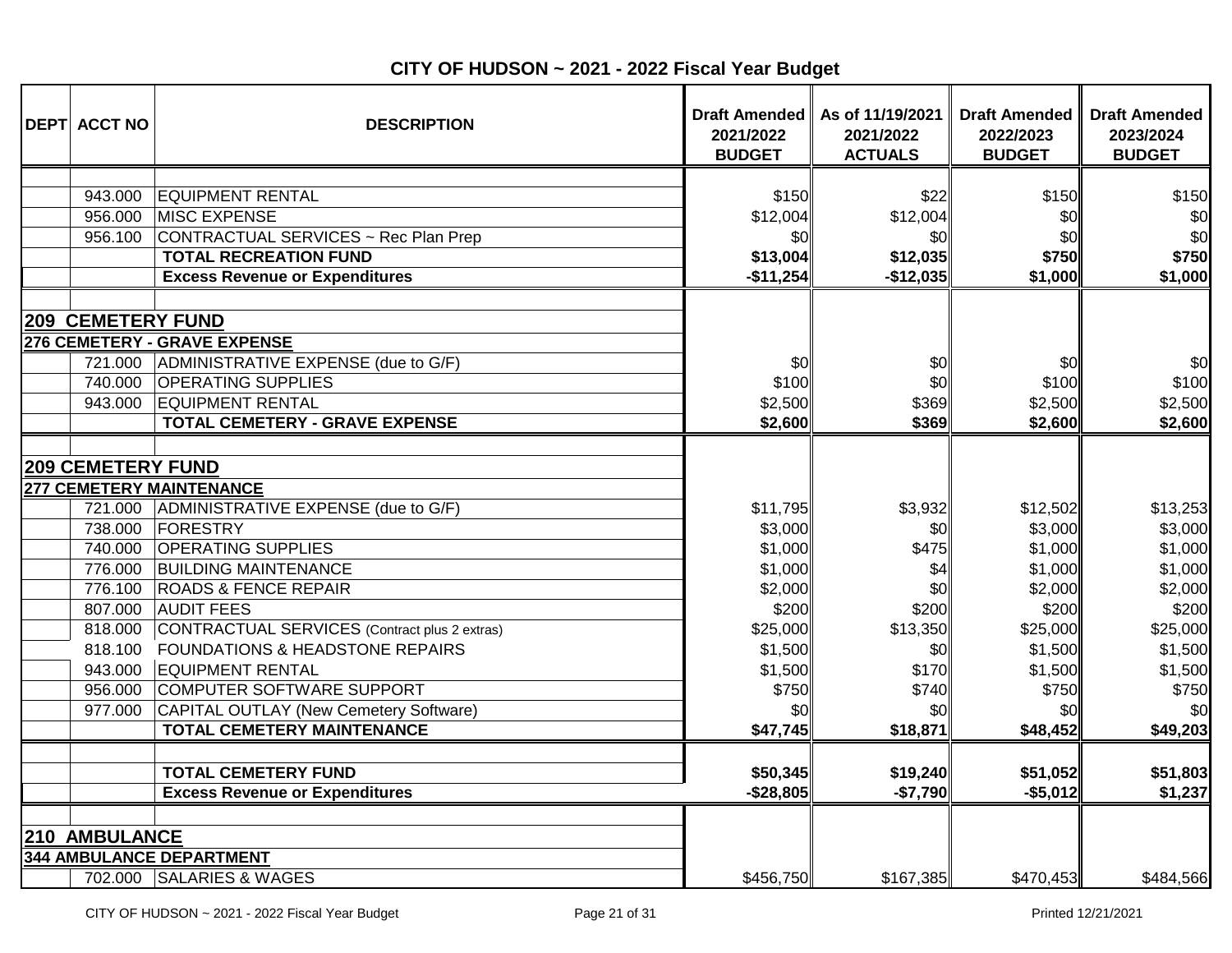# CITY OF HUDSON ~ 2021 - 2022 Fiscal Year Budget

| DEPT | ACCT NO | DESCRIPTION | Draft Amended 2021/2022 BUDGET | As of 11/19/2021 2021/2022 ACTUALS | Draft Amended 2022/2023 BUDGET | Draft Amended 2023/2024 BUDGET |
|---|---|---|---|---|---|---|
| | 943.000 | EQUIPMENT RENTAL | $150 | $22 | $150 | $150 |
| | 956.000 | MISC EXPENSE | $12,004 | $12,004 | $0 | $0 |
| | 956.100 | CONTRACTUAL SERVICES ~ Rec Plan Prep | $0 | $0 | $0 | $0 |
| | | **TOTAL RECREATION FUND** | **$13,004** | **$12,035** | **$750** | **$750** |
| | | **Excess Revenue or Expenditures** | **-$11,254** | **-$12,035** | **$1,000** | **$1,000** |
| | | | | | | |
| **209 CEMETERY FUND** | | | | | | |
| **276 CEMETERY - GRAVE EXPENSE** | | | | | | |
| | 721.000 | ADMINISTRATIVE EXPENSE (due to G/F) | $0 | $0 | $0 | $0 |
| | 740.000 | OPERATING SUPPLIES | $100 | $0 | $100 | $100 |
| | 943.000 | EQUIPMENT RENTAL | $2,500 | $369 | $2,500 | $2,500 |
| | | **TOTAL CEMETERY - GRAVE EXPENSE** | **$2,600** | **$369** | **$2,600** | **$2,600** |
| | | | | | | |
| **209 CEMETERY FUND** | | | | | | |
| **277 CEMETERY MAINTENANCE** | | | | | | |
| | 721.000 | ADMINISTRATIVE EXPENSE (due to G/F) | $11,795 | $3,932 | $12,502 | $13,253 |
| | 738.000 | FORESTRY | $3,000 | $0 | $3,000 | $3,000 |
| | 740.000 | OPERATING SUPPLIES | $1,000 | $475 | $1,000 | $1,000 |
| | 776.000 | BUILDING MAINTENANCE | $1,000 | $4 | $1,000 | $1,000 |
| | 776.100 | ROADS & FENCE REPAIR | $2,000 | $0 | $2,000 | $2,000 |
| | 807.000 | AUDIT FEES | $200 | $200 | $200 | $200 |
| | 818.000 | CONTRACTUAL SERVICES (Contract plus 2 extras) | $25,000 | $13,350 | $25,000 | $25,000 |
| | 818.100 | FOUNDATIONS & HEADSTONE REPAIRS | $1,500 | $0 | $1,500 | $1,500 |
| | 943.000 | EQUIPMENT RENTAL | $1,500 | $170 | $1,500 | $1,500 |
| | 956.000 | COMPUTER SOFTWARE SUPPORT | $750 | $740 | $750 | $750 |
| | 977.000 | CAPITAL OUTLAY (New Cemetery Software) | $0 | $0 | $0 | $0 |
| | | **TOTAL CEMETERY MAINTENANCE** | **$47,745** | **$18,871** | **$48,452** | **$49,203** |
| | | | | | | |
| | | **TOTAL CEMETERY FUND** | **$50,345** | **$19,240** | **$51,052** | **$51,803** |
| | | **Excess Revenue or Expenditures** | **-$28,805** | **-$7,790** | **-$5,012** | **$1,237** |
| | | | | | | |
| **210 AMBULANCE** | | | | | | |
| **344 AMBULANCE DEPARTMENT** | | | | | | |
| | 702.000 | SALARIES & WAGES | $456,750 | $167,385 | $470,453 | $484,566 |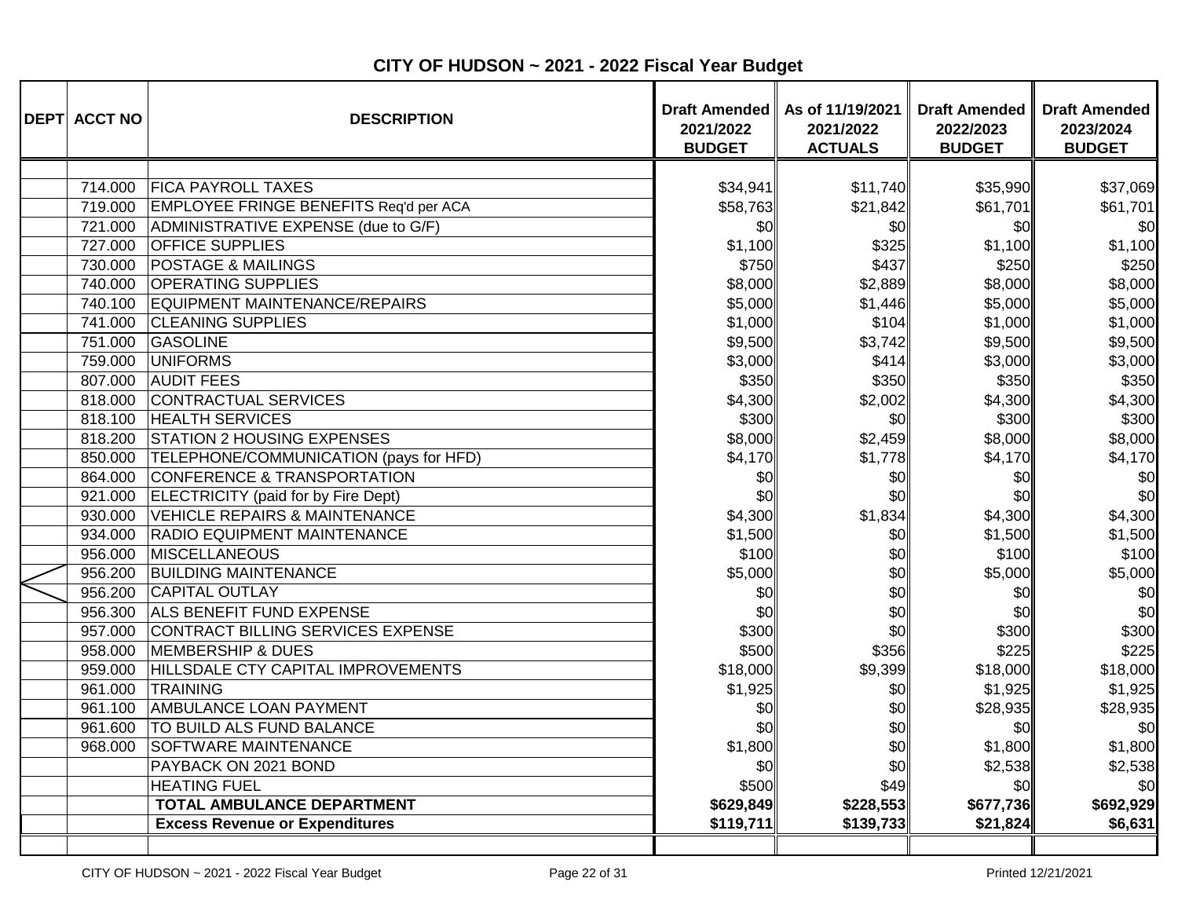# CITY OF HUDSON ~ 2021 - 2022 Fiscal Year Budget

| DEPT | ACCT NO | DESCRIPTION | Draft Amended 2021/2022 BUDGET | As of 11/19/2021 2021/2022 ACTUALS | Draft Amended 2022/2023 BUDGET | Draft Amended 2023/2024 BUDGET |
|---|---|---|---|---|---|---|
| | 714.000 | FICA PAYROLL TAXES | $34,941 | $11,740 | $35,990 | $37,069 |
| | 719.000 | EMPLOYEE FRINGE BENEFITS Req'd per ACA | $58,763 | $21,842 | $61,701 | $61,701 |
| | 721.000 | ADMINISTRATIVE EXPENSE (due to G/F) | $0 | $0 | $0 | $0 |
| | 727.000 | OFFICE SUPPLIES | $1,100 | $325 | $1,100 | $1,100 |
| | 730.000 | POSTAGE & MAILINGS | $750 | $437 | $250 | $250 |
| | 740.000 | OPERATING SUPPLIES | $8,000 | $2,889 | $8,000 | $8,000 |
| | 740.100 | EQUIPMENT MAINTENANCE/REPAIRS | $5,000 | $1,446 | $5,000 | $5,000 |
| | 741.000 | CLEANING SUPPLIES | $1,000 | $104 | $1,000 | $1,000 |
| | 751.000 | GASOLINE | $9,500 | $3,742 | $9,500 | $9,500 |
| | 759.000 | UNIFORMS | $3,000 | $414 | $3,000 | $3,000 |
| | 807.000 | AUDIT FEES | $350 | $350 | $350 | $350 |
| | 818.000 | CONTRACTUAL SERVICES | $4,300 | $2,002 | $4,300 | $4,300 |
| | 818.100 | HEALTH SERVICES | $300 | $0 | $300 | $300 |
| | 818.200 | STATION 2 HOUSING EXPENSES | $8,000 | $2,459 | $8,000 | $8,000 |
| | 850.000 | TELEPHONE/COMMUNICATION (pays for HFD) | $4,170 | $1,778 | $4,170 | $4,170 |
| | 864.000 | CONFERENCE & TRANSPORTATION | $0 | $0 | $0 | $0 |
| | 921.000 | ELECTRICITY (paid for by Fire Dept) | $0 | $0 | $0 | $0 |
| | 930.000 | VEHICLE REPAIRS & MAINTENANCE | $4,300 | $1,834 | $4,300 | $4,300 |
| | 934.000 | RADIO EQUIPMENT MAINTENANCE | $1,500 | $0 | $1,500 | $1,500 |
| | 956.000 | MISCELLANEOUS | $100 | $0 | $100 | $100 |
| | 956.200 | BUILDING MAINTENANCE | $5,000 | $0 | $5,000 | $5,000 |
| | 956.200 | CAPITAL OUTLAY | $0 | $0 | $0 | $0 |
| | 956.300 | ALS BENEFIT FUND EXPENSE | $0 | $0 | $0 | $0 |
| | 957.000 | CONTRACT BILLING SERVICES EXPENSE | $300 | $0 | $300 | $300 |
| | 958.000 | MEMBERSHIP & DUES | $500 | $356 | $225 | $225 |
| | 959.000 | HILLSDALE CTY CAPITAL IMPROVEMENTS | $18,000 | $9,399 | $18,000 | $18,000 |
| | 961.000 | TRAINING | $1,925 | $0 | $1,925 | $1,925 |
| | 961.100 | AMBULANCE LOAN PAYMENT | $0 | $0 | $28,935 | $28,935 |
| | 961.600 | TO BUILD ALS FUND BALANCE | $0 | $0 | $0 | $0 |
| | 968.000 | SOFTWARE MAINTENANCE | $1,800 | $0 | $1,800 | $1,800 |
| | | PAYBACK ON 2021 BOND | $0 | $0 | $2,538 | $2,538 |
| | | HEATING FUEL | $500 | $49 | $0 | $0 |
| | | **TOTAL AMBULANCE DEPARTMENT** | **$629,849** | **$228,553** | **$677,736** | **$692,929** |
| | | **Excess Revenue or Expenditures** | **$119,711** | **$139,733** | **$21,824** | **$6,631** |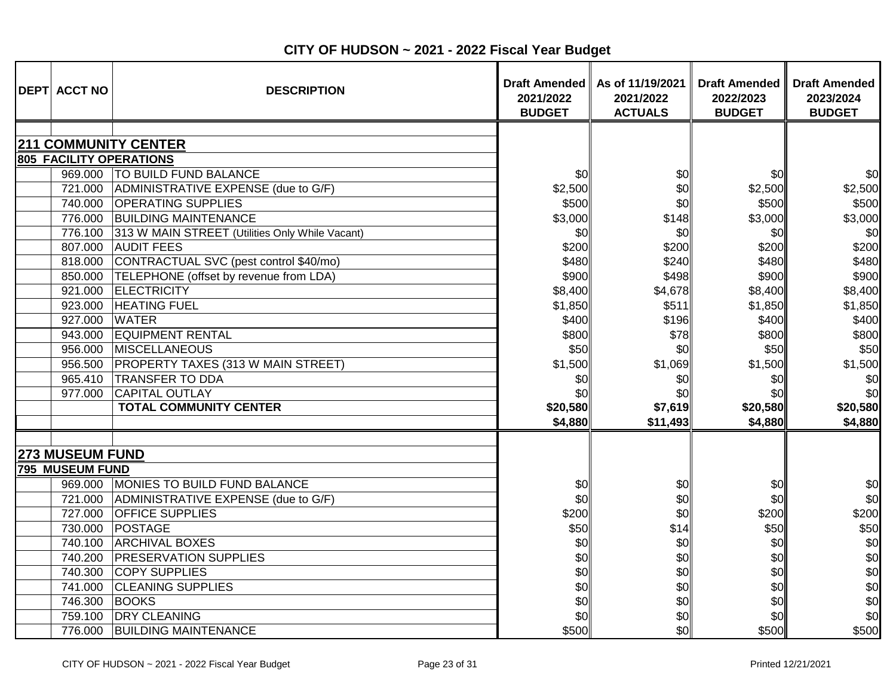# CITY OF HUDSON ~ 2021 - 2022 Fiscal Year Budget

| DEPT | ACCT NO | DESCRIPTION | Draft Amended 2021/2022 BUDGET | As of 11/19/2021 2021/2022 ACTUALS | Draft Amended 2022/2023 BUDGET | Draft Amended 2023/2024 BUDGET |
|---|---|---|---|---|---|---|
| | | | | | | |
| **211 COMMUNITY CENTER** | | | | | | |
| **805 FACILITY OPERATIONS** | | | | | | |
| | 969.000 | TO BUILD FUND BALANCE | $0 | $0 | $0 | $0 |
| | 721.000 | ADMINISTRATIVE EXPENSE (due to G/F) | $2,500 | $0 | $2,500 | $2,500 |
| | 740.000 | OPERATING SUPPLIES | $500 | $0 | $500 | $500 |
| | 776.000 | BUILDING MAINTENANCE | $3,000 | $148 | $3,000 | $3,000 |
| | 776.100 | 313 W MAIN STREET (Utilities Only While Vacant) | $0 | $0 | $0 | $0 |
| | 807.000 | AUDIT FEES | $200 | $200 | $200 | $200 |
| | 818.000 | CONTRACTUAL SVC (pest control $40/mo) | $480 | $240 | $480 | $480 |
| | 850.000 | TELEPHONE (offset by revenue from LDA) | $900 | $498 | $900 | $900 |
| | 921.000 | ELECTRICITY | $8,400 | $4,678 | $8,400 | $8,400 |
| | 923.000 | HEATING FUEL | $1,850 | $511 | $1,850 | $1,850 |
| | 927.000 | WATER | $400 | $196 | $400 | $400 |
| | 943.000 | EQUIPMENT RENTAL | $800 | $78 | $800 | $800 |
| | 956.000 | MISCELLANEOUS | $50 | $0 | $50 | $50 |
| | 956.500 | PROPERTY TAXES (313 W MAIN STREET) | $1,500 | $1,069 | $1,500 | $1,500 |
| | 965.410 | TRANSFER TO DDA | $0 | $0 | $0 | $0 |
| | 977.000 | CAPITAL OUTLAY | $0 | $0 | $0 | $0 |
| | | **TOTAL COMMUNITY CENTER** | **$20,580** | **$7,619** | **$20,580** | **$20,580** |
| | | | **$4,880** | **$11,493** | **$4,880** | **$4,880** |
| | | | | | | |
| **273 MUSEUM FUND** | | | | | | |
| **795 MUSEUM FUND** | | | | | | |
| | 969.000 | MONIES TO BUILD FUND BALANCE | $0 | $0 | $0 | $0 |
| | 721.000 | ADMINISTRATIVE EXPENSE (due to G/F) | $0 | $0 | $0 | $0 |
| | 727.000 | OFFICE SUPPLIES | $200 | $0 | $200 | $200 |
| | 730.000 | POSTAGE | $50 | $14 | $50 | $50 |
| | 740.100 | ARCHIVAL BOXES | $0 | $0 | $0 | $0 |
| | 740.200 | PRESERVATION SUPPLIES | $0 | $0 | $0 | $0 |
| | 740.300 | COPY SUPPLIES | $0 | $0 | $0 | $0 |
| | 741.000 | CLEANING SUPPLIES | $0 | $0 | $0 | $0 |
| | 746.300 | BOOKS | $0 | $0 | $0 | $0 |
| | 759.100 | DRY CLEANING | $0 | $0 | $0 | $0 |
| | 776.000 | BUILDING MAINTENANCE | $500 | $0 | $500 | $500 |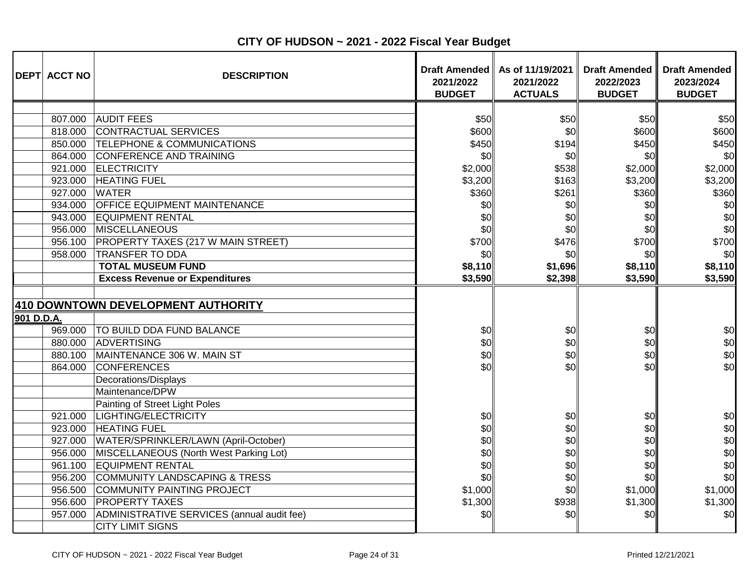# CITY OF HUDSON ~ 2021 - 2022 Fiscal Year Budget

| DEPT | ACCT NO | DESCRIPTION | Draft Amended 2021/2022 BUDGET | As of 11/19/2021 2021/2022 ACTUALS | Draft Amended 2022/2023 BUDGET | Draft Amended 2023/2024 BUDGET |
|---|---|---|---|---|---|---|
| | | | | | | |
| | 807.000 | AUDIT FEES | $50 | $50 | $50 | $50 |
| | 818.000 | CONTRACTUAL SERVICES | $600 | $0 | $600 | $600 |
| | 850.000 | TELEPHONE & COMMUNICATIONS | $450 | $194 | $450 | $450 |
| | 864.000 | CONFERENCE AND TRAINING | $0 | $0 | $0 | $0 |
| | 921.000 | ELECTRICITY | $2,000 | $538 | $2,000 | $2,000 |
| | 923.000 | HEATING FUEL | $3,200 | $163 | $3,200 | $3,200 |
| | 927.000 | WATER | $360 | $261 | $360 | $360 |
| | 934.000 | OFFICE EQUIPMENT MAINTENANCE | $0 | $0 | $0 | $0 |
| | 943.000 | EQUIPMENT RENTAL | $0 | $0 | $0 | $0 |
| | 956.000 | MISCELLANEOUS | $0 | $0 | $0 | $0 |
| | 956.100 | PROPERTY TAXES (217 W MAIN STREET) | $700 | $476 | $700 | $700 |
| | 958.000 | TRANSFER TO DDA | $0 | $0 | $0 | $0 |
| | | **TOTAL MUSEUM FUND** | **$8,110** | **$1,696** | **$8,110** | **$8,110** |
| | | **Excess Revenue or Expenditures** | **$3,590** | **$2,398** | **$3,590** | **$3,590** |
| | | | | | | |
| **410 DOWNTOWN DEVELOPMENT AUTHORITY** | | | | | | |
| **901 D.D.A.** | | | | | | |
| | 969.000 | TO BUILD DDA FUND BALANCE | $0 | $0 | $0 | $0 |
| | 880.000 | ADVERTISING | $0 | $0 | $0 | $0 |
| | 880.100 | MAINTENANCE 306 W. MAIN ST | $0 | $0 | $0 | $0 |
| | 864.000 | CONFERENCES | $0 | $0 | $0 | $0 |
| | | Decorations/Displays | | | | |
| | | Maintenance/DPW | | | | |
| | | Painting of Street Light Poles | | | | |
| | 921.000 | LIGHTING/ELECTRICITY | $0 | $0 | $0 | $0 |
| | 923.000 | HEATING FUEL | $0 | $0 | $0 | $0 |
| | 927.000 | WATER/SPRINKLER/LAWN (April-October) | $0 | $0 | $0 | $0 |
| | 956.000 | MISCELLANEOUS (North West Parking Lot) | $0 | $0 | $0 | $0 |
| | 961.100 | EQUIPMENT RENTAL | $0 | $0 | $0 | $0 |
| | 956.200 | COMMUNITY LANDSCAPING & TRESS | $0 | $0 | $0 | $0 |
| | 956.500 | COMMUNITY PAINTING PROJECT | $1,000 | $0 | $1,000 | $1,000 |
| | 956.600 | PROPERTY TAXES | $1,300 | $938 | $1,300 | $1,300 |
| | 957.000 | ADMINISTRATIVE SERVICES (annual audit fee) | $0 | $0 | $0 | $0 |
| | | CITY LIMIT SIGNS | | | | |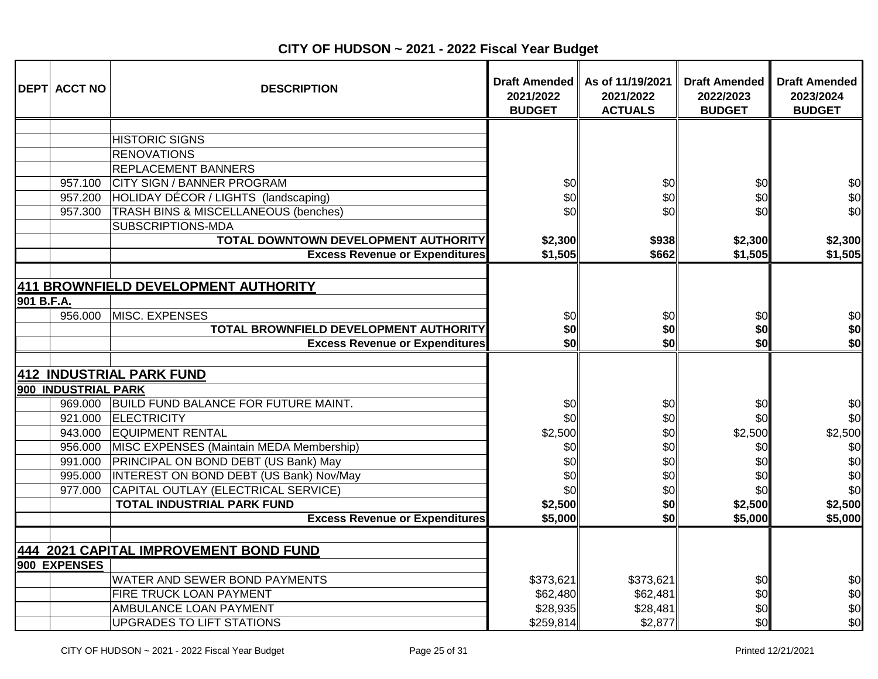# CITY OF HUDSON ~ 2021 - 2022 Fiscal Year Budget

| DEPT | ACCT NO | DESCRIPTION | Draft Amended 2021/2022 BUDGET | As of 11/19/2021 2021/2022 ACTUALS | Draft Amended 2022/2023 BUDGET | Draft Amended 2023/2024 BUDGET |
|---|---|---|---|---|---|---|
| | | | | | | |
| | | HISTORIC SIGNS | | | | |
| | | RENOVATIONS | | | | |
| | | REPLACEMENT BANNERS | | | | |
| | 957.100 | CITY SIGN / BANNER PROGRAM | $0 | $0 | $0 | $0 |
| | 957.200 | HOLIDAY DÉCOR / LIGHTS (landscaping) | $0 | $0 | $0 | $0 |
| | 957.300 | TRASH BINS & MISCELLANEOUS (benches) | $0 | $0 | $0 | $0 |
| | | SUBSCRIPTIONS-MDA | | | | |
| | | **TOTAL DOWNTOWN DEVELOPMENT AUTHORITY** | **$2,300** | **$938** | **$2,300** | **$2,300** |
| | | **Excess Revenue or Expenditures** | **$1,505** | **$662** | **$1,505** | **$1,505** |
| | | | | | | |
| **411 BROWNFIELD DEVELOPMENT AUTHORITY** | | | | | | |
| **901 B.F.A.** | | | | | | |
| | 956.000 | MISC. EXPENSES | $0 | $0 | $0 | $0 |
| | | **TOTAL BROWNFIELD DEVELOPMENT AUTHORITY** | **$0** | **$0** | **$0** | **$0** |
| | | **Excess Revenue or Expenditures** | **$0** | **$0** | **$0** | **$0** |
| | | | | | | |
| **412 INDUSTRIAL PARK FUND** | | | | | | |
| **900 INDUSTRIAL PARK** | | | | | | |
| | 969.000 | BUILD FUND BALANCE FOR FUTURE MAINT. | $0 | $0 | $0 | $0 |
| | 921.000 | ELECTRICITY | $0 | $0 | $0 | $0 |
| | 943.000 | EQUIPMENT RENTAL | $2,500 | $0 | $2,500 | $2,500 |
| | 956.000 | MISC EXPENSES (Maintain MEDA Membership) | $0 | $0 | $0 | $0 |
| | 991.000 | PRINCIPAL ON BOND DEBT (US Bank) May | $0 | $0 | $0 | $0 |
| | 995.000 | INTEREST ON BOND DEBT (US Bank) Nov/May | $0 | $0 | $0 | $0 |
| | 977.000 | CAPITAL OUTLAY (ELECTRICAL SERVICE) | $0 | $0 | $0 | $0 |
| | | **TOTAL INDUSTRIAL PARK FUND** | **$2,500** | **$0** | **$2,500** | **$2,500** |
| | | **Excess Revenue or Expenditures** | **$5,000** | **$0** | **$5,000** | **$5,000** |
| | | | | | | |
| **444 2021 CAPITAL IMPROVEMENT BOND FUND** | | | | | | |
| **900 EXPENSES** | | | | | | |
| | | WATER AND SEWER BOND PAYMENTS | $373,621 | $373,621 | $0 | $0 |
| | | FIRE TRUCK LOAN PAYMENT | $62,480 | $62,481 | $0 | $0 |
| | | AMBULANCE LOAN PAYMENT | $28,935 | $28,481 | $0 | $0 |
| | | UPGRADES TO LIFT STATIONS | $259,814 | $2,877 | $0 | $0 |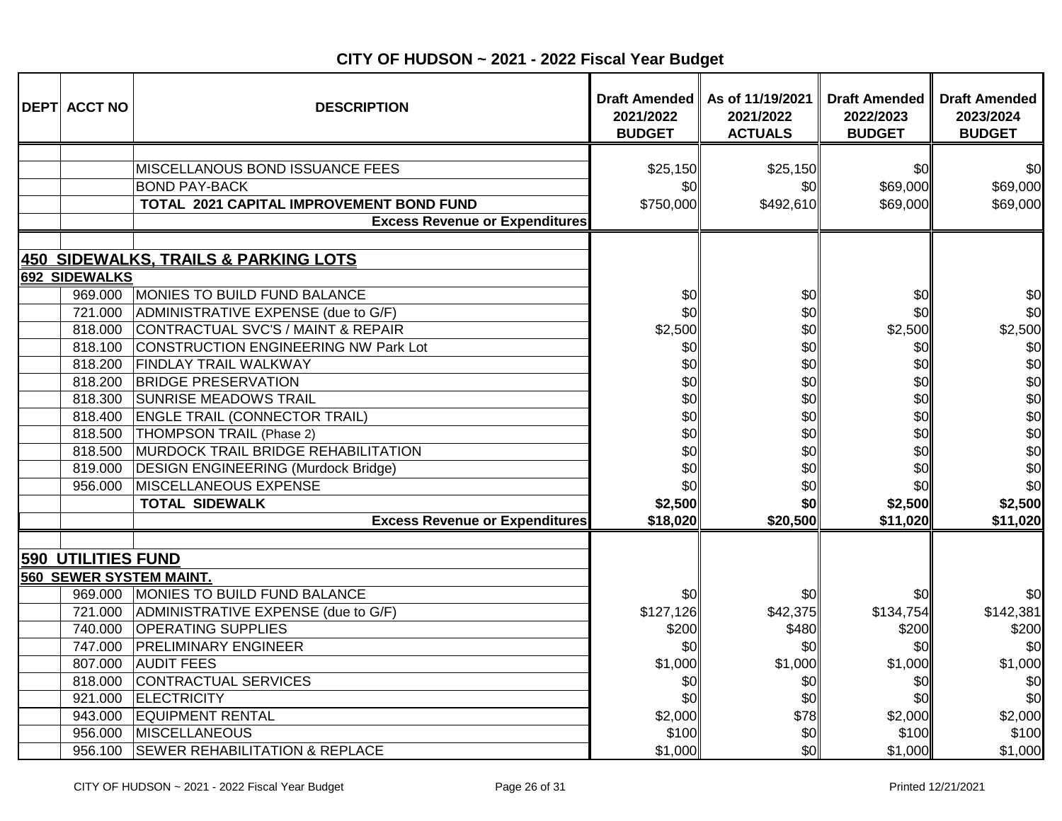# CITY OF HUDSON ~ 2021 - 2022 Fiscal Year Budget

| DEPT | ACCT NO | DESCRIPTION | Draft Amended 2021/2022 BUDGET | As of 11/19/2021 2021/2022 ACTUALS | Draft Amended 2022/2023 BUDGET | Draft Amended 2023/2024 BUDGET |
|---|---|---|---|---|---|---|
| | | | | | | |
| | | MISCELLANOUS BOND ISSUANCE FEES | $25,150 | $25,150 | $0 | $0 |
| | | BOND PAY-BACK | $0 | $0 | $69,000 | $69,000 |
| | | **TOTAL 2021 CAPITAL IMPROVEMENT BOND FUND** | $750,000 | $492,610 | $69,000 | $69,000 |
| | | **Excess Revenue or Expenditures** | | | | |
| | | | | | | |
| **450 SIDEWALKS, TRAILS & PARKING LOTS** | | | | | | |
| **692 SIDEWALKS** | | | | | | |
| | 969.000 | MONIES TO BUILD FUND BALANCE | $0 | $0 | $0 | $0 |
| | 721.000 | ADMINISTRATIVE EXPENSE (due to G/F) | $0 | $0 | $0 | $0 |
| | 818.000 | CONTRACTUAL SVC'S / MAINT & REPAIR | $2,500 | $0 | $2,500 | $2,500 |
| | 818.100 | CONSTRUCTION ENGINEERING NW Park Lot | $0 | $0 | $0 | $0 |
| | 818.200 | FINDLAY TRAIL WALKWAY | $0 | $0 | $0 | $0 |
| | 818.200 | BRIDGE PRESERVATION | $0 | $0 | $0 | $0 |
| | 818.300 | SUNRISE MEADOWS TRAIL | $0 | $0 | $0 | $0 |
| | 818.400 | ENGLE TRAIL (CONNECTOR TRAIL) | $0 | $0 | $0 | $0 |
| | 818.500 | THOMPSON TRAIL (Phase 2) | $0 | $0 | $0 | $0 |
| | 818.500 | MURDOCK TRAIL BRIDGE REHABILITATION | $0 | $0 | $0 | $0 |
| | 819.000 | DESIGN ENGINEERING (Murdock Bridge) | $0 | $0 | $0 | $0 |
| | 956.000 | MISCELLANEOUS EXPENSE | $0 | $0 | $0 | $0 |
| | | **TOTAL SIDEWALK** | **$2,500** | **$0** | **$2,500** | **$2,500** |
| | | **Excess Revenue or Expenditures** | **$18,020** | **$20,500** | **$11,020** | **$11,020** |
| | | | | | | |
| **590 UTILITIES FUND** | | | | | | |
| **560 SEWER SYSTEM MAINT.** | | | | | | |
| | 969.000 | MONIES TO BUILD FUND BALANCE | $0 | $0 | $0 | $0 |
| | 721.000 | ADMINISTRATIVE EXPENSE (due to G/F) | $127,126 | $42,375 | $134,754 | $142,381 |
| | 740.000 | OPERATING SUPPLIES | $200 | $480 | $200 | $200 |
| | 747.000 | PRELIMINARY ENGINEER | $0 | $0 | $0 | $0 |
| | 807.000 | AUDIT FEES | $1,000 | $1,000 | $1,000 | $1,000 |
| | 818.000 | CONTRACTUAL SERVICES | $0 | $0 | $0 | $0 |
| | 921.000 | ELECTRICITY | $0 | $0 | $0 | $0 |
| | 943.000 | EQUIPMENT RENTAL | $2,000 | $78 | $2,000 | $2,000 |
| | 956.000 | MISCELLANEOUS | $100 | $0 | $100 | $100 |
| | 956.100 | SEWER REHABILITATION & REPLACE | $1,000 | $0 | $1,000 | $1,000 |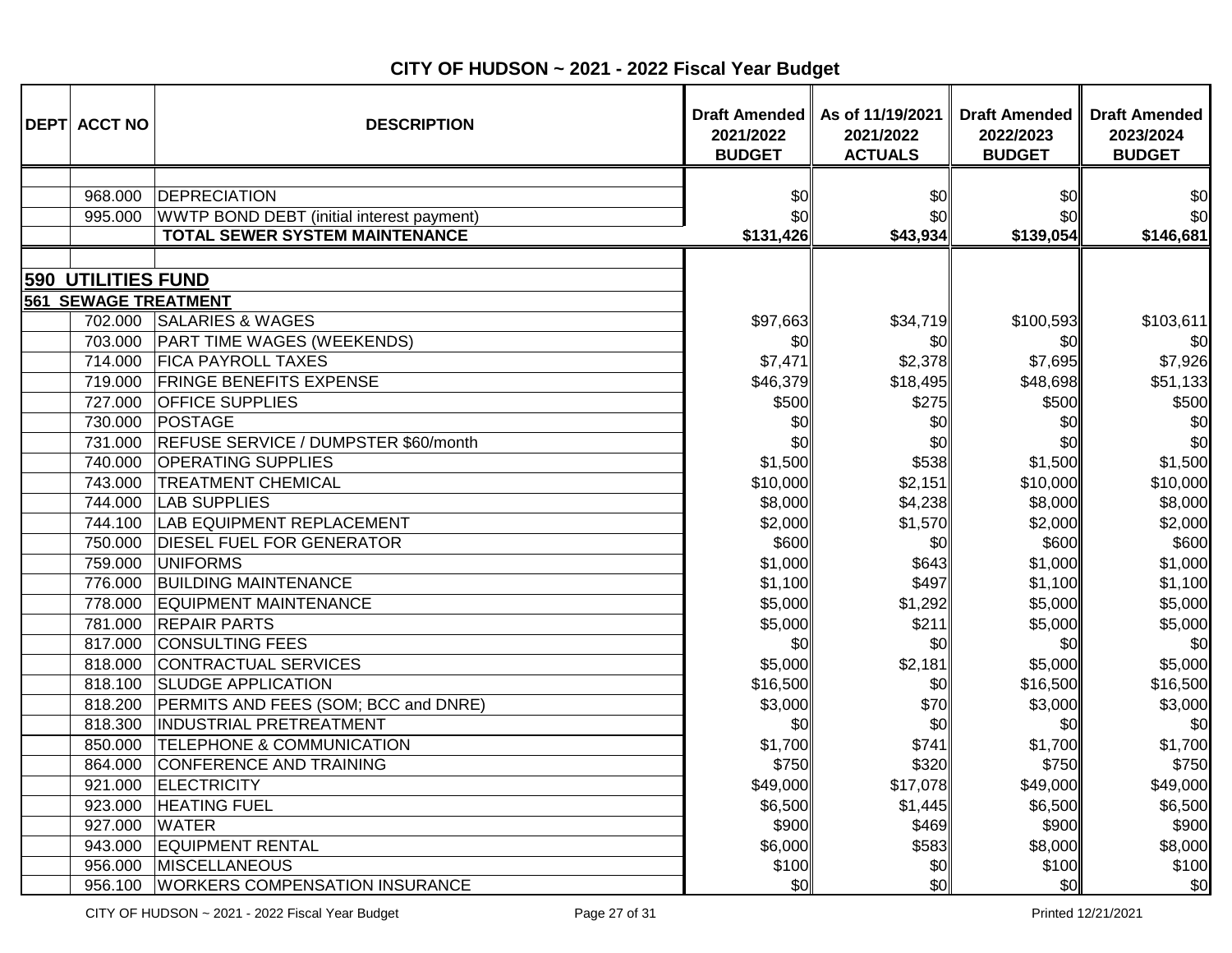# CITY OF HUDSON ~ 2021 - 2022 Fiscal Year Budget

| DEPT | ACCT NO | DESCRIPTION | Draft Amended 2021/2022 BUDGET | As of 11/19/2021 2021/2022 ACTUALS | Draft Amended 2022/2023 BUDGET | Draft Amended 2023/2024 BUDGET |
|---|---|---|---|---|---|---|
| | 968.000 | DEPRECIATION | $0 | $0 | $0 | $0 |
| | 995.000 | WWTP BOND DEBT (initial interest payment) | $0 | $0 | $0 | $0 |
| | | **TOTAL SEWER SYSTEM MAINTENANCE** | **$131,426** | **$43,934** | **$139,054** | **$146,681** |
| **590 UTILITIES FUND** | | | | | | |
| **561 SEWAGE TREATMENT** | | | | | | |
| | 702.000 | SALARIES & WAGES | $97,663 | $34,719 | $100,593 | $103,611 |
| | 703.000 | PART TIME WAGES (WEEKENDS) | $0 | $0 | $0 | $0 |
| | 714.000 | FICA PAYROLL TAXES | $7,471 | $2,378 | $7,695 | $7,926 |
| | 719.000 | FRINGE BENEFITS EXPENSE | $46,379 | $18,495 | $48,698 | $51,133 |
| | 727.000 | OFFICE SUPPLIES | $500 | $275 | $500 | $500 |
| | 730.000 | POSTAGE | $0 | $0 | $0 | $0 |
| | 731.000 | REFUSE SERVICE / DUMPSTER $60/month | $0 | $0 | $0 | $0 |
| | 740.000 | OPERATING SUPPLIES | $1,500 | $538 | $1,500 | $1,500 |
| | 743.000 | TREATMENT CHEMICAL | $10,000 | $2,151 | $10,000 | $10,000 |
| | 744.000 | LAB SUPPLIES | $8,000 | $4,238 | $8,000 | $8,000 |
| | 744.100 | LAB EQUIPMENT REPLACEMENT | $2,000 | $1,570 | $2,000 | $2,000 |
| | 750.000 | DIESEL FUEL FOR GENERATOR | $600 | $0 | $600 | $600 |
| | 759.000 | UNIFORMS | $1,000 | $643 | $1,000 | $1,000 |
| | 776.000 | BUILDING MAINTENANCE | $1,100 | $497 | $1,100 | $1,100 |
| | 778.000 | EQUIPMENT MAINTENANCE | $5,000 | $1,292 | $5,000 | $5,000 |
| | 781.000 | REPAIR PARTS | $5,000 | $211 | $5,000 | $5,000 |
| | 817.000 | CONSULTING FEES | $0 | $0 | $0 | $0 |
| | 818.000 | CONTRACTUAL SERVICES | $5,000 | $2,181 | $5,000 | $5,000 |
| | 818.100 | SLUDGE APPLICATION | $16,500 | $0 | $16,500 | $16,500 |
| | 818.200 | PERMITS AND FEES (SOM; BCC and DNRE) | $3,000 | $70 | $3,000 | $3,000 |
| | 818.300 | INDUSTRIAL PRETREATMENT | $0 | $0 | $0 | $0 |
| | 850.000 | TELEPHONE & COMMUNICATION | $1,700 | $741 | $1,700 | $1,700 |
| | 864.000 | CONFERENCE AND TRAINING | $750 | $320 | $750 | $750 |
| | 921.000 | ELECTRICITY | $49,000 | $17,078 | $49,000 | $49,000 |
| | 923.000 | HEATING FUEL | $6,500 | $1,445 | $6,500 | $6,500 |
| | 927.000 | WATER | $900 | $469 | $900 | $900 |
| | 943.000 | EQUIPMENT RENTAL | $6,000 | $583 | $8,000 | $8,000 |
| | 956.000 | MISCELLANEOUS | $100 | $0 | $100 | $100 |
| | 956.100 | WORKERS COMPENSATION INSURANCE | $0 | $0 | $0 | $0 |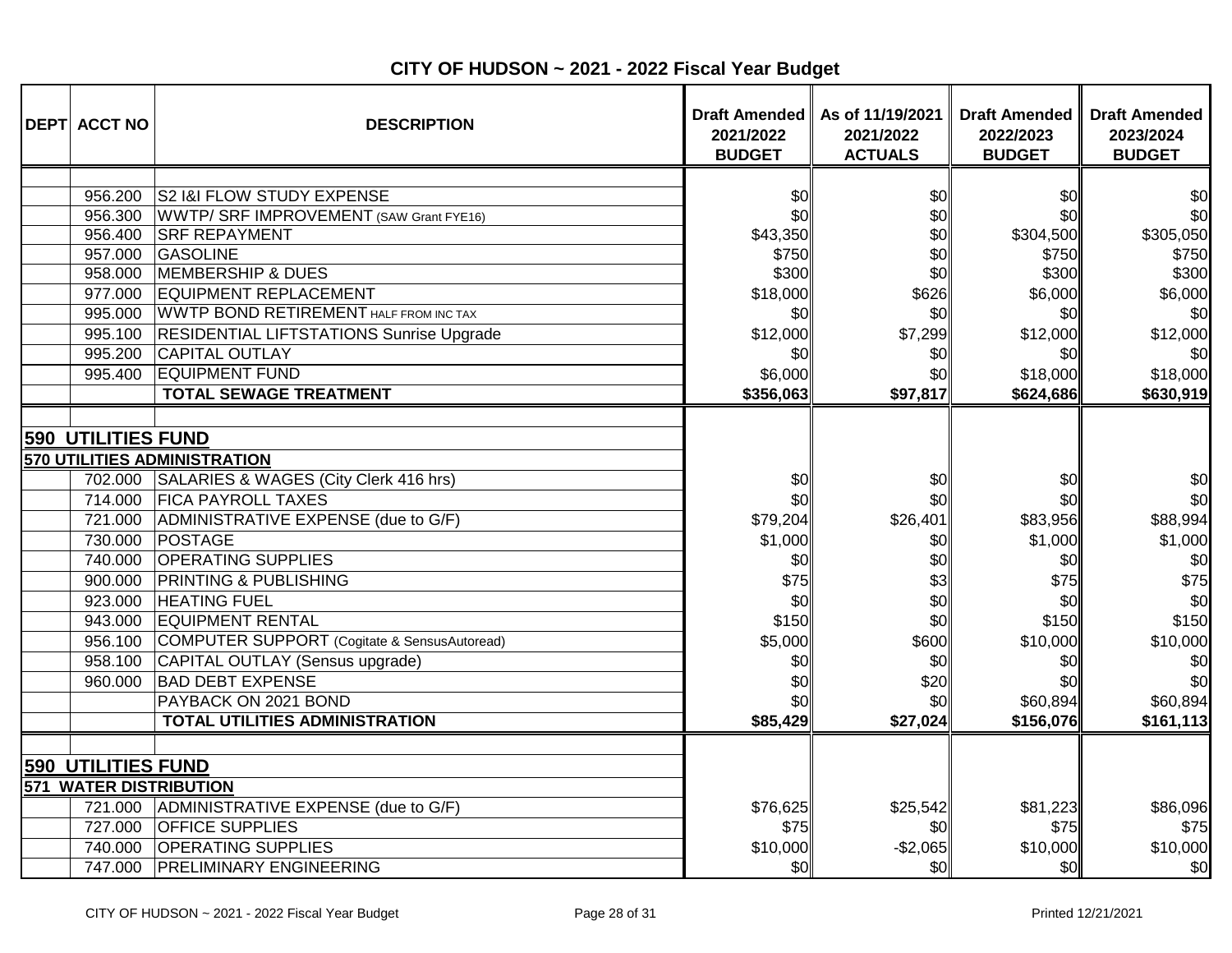# CITY OF HUDSON ~ 2021 - 2022 Fiscal Year Budget

| DEPT | ACCT NO | DESCRIPTION | Draft Amended 2021/2022 BUDGET | As of 11/19/2021 2021/2022 ACTUALS | Draft Amended 2022/2023 BUDGET | Draft Amended 2023/2024 BUDGET |
|---|---|---|---|---|---|---|
| | 956.200 | S2 I&I FLOW STUDY EXPENSE | $0 | $0 | $0 | $0 |
| | 956.300 | WWTP/ SRF IMPROVEMENT (SAW Grant FYE16) | $0 | $0 | $0 | $0 |
| | 956.400 | SRF REPAYMENT | $43,350 | $0 | $304,500 | $305,050 |
| | 957.000 | GASOLINE | $750 | $0 | $750 | $750 |
| | 958.000 | MEMBERSHIP & DUES | $300 | $0 | $300 | $300 |
| | 977.000 | EQUIPMENT REPLACEMENT | $18,000 | $626 | $6,000 | $6,000 |
| | 995.000 | WWTP BOND RETIREMENT HALF FROM INC TAX | $0 | $0 | $0 | $0 |
| | 995.100 | RESIDENTIAL LIFTSTATIONS Sunrise Upgrade | $12,000 | $7,299 | $12,000 | $12,000 |
| | 995.200 | CAPITAL OUTLAY | $0 | $0 | $0 | $0 |
| | 995.400 | EQUIPMENT FUND | $6,000 | $0 | $18,000 | $18,000 |
| | | **TOTAL SEWAGE TREATMENT** | **$356,063** | **$97,817** | **$624,686** | **$630,919** |
| **590 UTILITIES FUND** | | | | | | |
| **570 UTILITIES ADMINISTRATION** | | | | | | |
| | 702.000 | SALARIES & WAGES (City Clerk 416 hrs) | $0 | $0 | $0 | $0 |
| | 714.000 | FICA PAYROLL TAXES | $0 | $0 | $0 | $0 |
| | 721.000 | ADMINISTRATIVE EXPENSE (due to G/F) | $79,204 | $26,401 | $83,956 | $88,994 |
| | 730.000 | POSTAGE | $1,000 | $0 | $1,000 | $1,000 |
| | 740.000 | OPERATING SUPPLIES | $0 | $0 | $0 | $0 |
| | 900.000 | PRINTING & PUBLISHING | $75 | $3 | $75 | $75 |
| | 923.000 | HEATING FUEL | $0 | $0 | $0 | $0 |
| | 943.000 | EQUIPMENT RENTAL | $150 | $0 | $150 | $150 |
| | 956.100 | COMPUTER SUPPORT (Cogitate & SensusAutoread) | $5,000 | $600 | $10,000 | $10,000 |
| | 958.100 | CAPITAL OUTLAY (Sensus upgrade) | $0 | $0 | $0 | $0 |
| | 960.000 | BAD DEBT EXPENSE | $0 | $20 | $0 | $0 |
| | | PAYBACK ON 2021 BOND | $0 | $0 | $60,894 | $60,894 |
| | | **TOTAL UTILITIES ADMINISTRATION** | **$85,429** | **$27,024** | **$156,076** | **$161,113** |
| **590 UTILITIES FUND** | | | | | | |
| **571 WATER DISTRIBUTION** | | | | | | |
| | 721.000 | ADMINISTRATIVE EXPENSE (due to G/F) | $76,625 | $25,542 | $81,223 | $86,096 |
| | 727.000 | OFFICE SUPPLIES | $75 | $0 | $75 | $75 |
| | 740.000 | OPERATING SUPPLIES | $10,000 | -$2,065 | $10,000 | $10,000 |
| | 747.000 | PRELIMINARY ENGINEERING | $0 | $0 | $0 | $0 |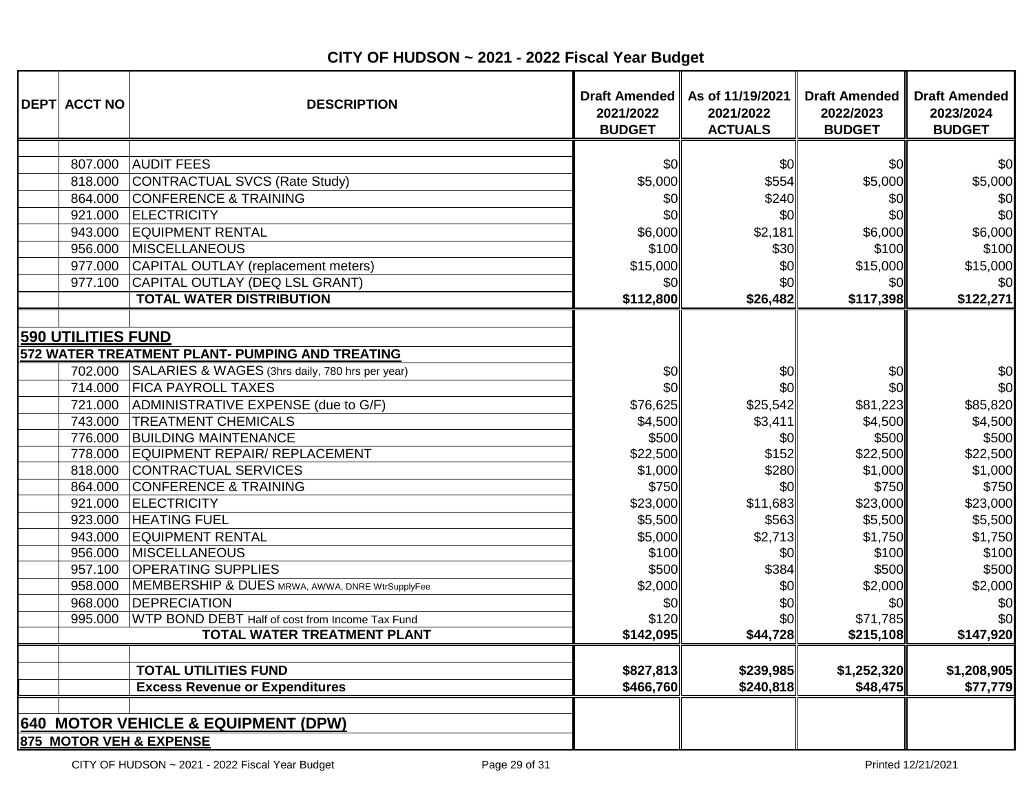# CITY OF HUDSON ~ 2021 - 2022 Fiscal Year Budget

| DEPT | ACCT NO | DESCRIPTION | Draft Amended 2021/2022 BUDGET | As of 11/19/2021 2021/2022 ACTUALS | Draft Amended 2022/2023 BUDGET | Draft Amended 2023/2024 BUDGET |
|---|---|---|---|---|---|---|
| | 807.000 | AUDIT FEES | $0 | $0 | $0 | $0 |
| | 818.000 | CONTRACTUAL SVCS (Rate Study) | $5,000 | $554 | $5,000 | $5,000 |
| | 864.000 | CONFERENCE & TRAINING | $0 | $240 | $0 | $0 |
| | 921.000 | ELECTRICITY | $0 | $0 | $0 | $0 |
| | 943.000 | EQUIPMENT RENTAL | $6,000 | $2,181 | $6,000 | $6,000 |
| | 956.000 | MISCELLANEOUS | $100 | $30 | $100 | $100 |
| | 977.000 | CAPITAL OUTLAY (replacement meters) | $15,000 | $0 | $15,000 | $15,000 |
| | 977.100 | CAPITAL OUTLAY (DEQ LSL GRANT) | $0 | $0 | $0 | $0 |
| | | **TOTAL WATER DISTRIBUTION** | **$112,800** | **$26,482** | **$117,398** | **$122,271** |
| | | | | | | |
| **590 UTILITIES FUND** | | | | | | |
| **572 WATER TREATMENT PLANT- PUMPING AND TREATING** | | | | | | |
| | 702.000 | SALARIES & WAGES (3hrs daily, 780 hrs per year) | $0 | $0 | $0 | $0 |
| | 714.000 | FICA PAYROLL TAXES | $0 | $0 | $0 | $0 |
| | 721.000 | ADMINISTRATIVE EXPENSE (due to G/F) | $76,625 | $25,542 | $81,223 | $85,820 |
| | 743.000 | TREATMENT CHEMICALS | $4,500 | $3,411 | $4,500 | $4,500 |
| | 776.000 | BUILDING MAINTENANCE | $500 | $0 | $500 | $500 |
| | 778.000 | EQUIPMENT REPAIR/ REPLACEMENT | $22,500 | $152 | $22,500 | $22,500 |
| | 818.000 | CONTRACTUAL SERVICES | $1,000 | $280 | $1,000 | $1,000 |
| | 864.000 | CONFERENCE & TRAINING | $750 | $0 | $750 | $750 |
| | 921.000 | ELECTRICITY | $23,000 | $11,683 | $23,000 | $23,000 |
| | 923.000 | HEATING FUEL | $5,500 | $563 | $5,500 | $5,500 |
| | 943.000 | EQUIPMENT RENTAL | $5,000 | $2,713 | $1,750 | $1,750 |
| | 956.000 | MISCELLANEOUS | $100 | $0 | $100 | $100 |
| | 957.100 | OPERATING SUPPLIES | $500 | $384 | $500 | $500 |
| | 958.000 | MEMBERSHIP & DUES MRWA, AWWA, DNRE WtrSupplyFee | $2,000 | $0 | $2,000 | $2,000 |
| | 968.000 | DEPRECIATION | $0 | $0 | $0 | $0 |
| | 995.000 | WTP BOND DEBT Half of cost from Income Tax Fund | $120 | $0 | $71,785 | $0 |
| | | **TOTAL WATER TREATMENT PLANT** | **$142,095** | **$44,728** | **$215,108** | **$147,920** |
| | | | | | | |
| | | **TOTAL UTILITIES FUND** | **$827,813** | **$239,985** | **$1,252,320** | **$1,208,905** |
| | | **Excess Revenue or Expenditures** | **$466,760** | **$240,818** | **$48,475** | **$77,779** |
| | | | | | | |
| **640 MOTOR VEHICLE & EQUIPMENT (DPW)** | | | | | | |
| **875 MOTOR VEH & EXPENSE** | | | | | | |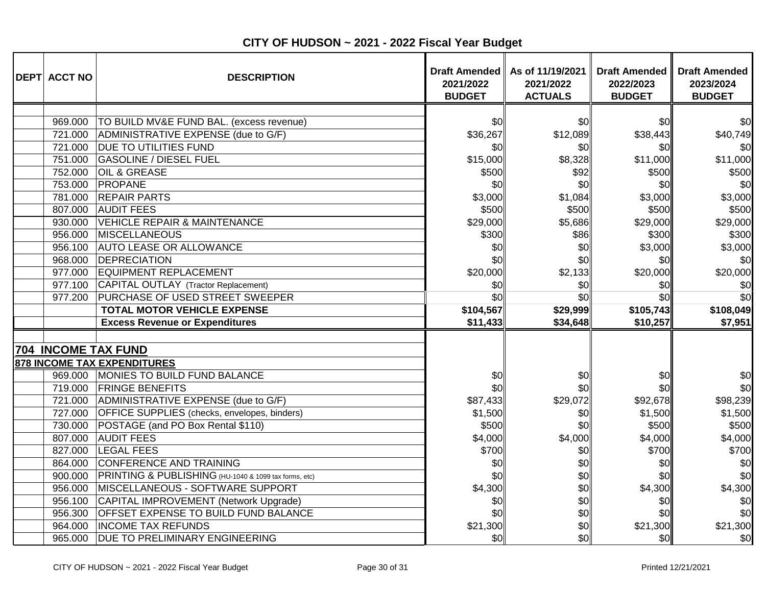# CITY OF HUDSON ~ 2021 - 2022 Fiscal Year Budget

| DEPT | ACCT NO | DESCRIPTION | Draft Amended 2021/2022 BUDGET | As of 11/19/2021 2021/2022 ACTUALS | Draft Amended 2022/2023 BUDGET | Draft Amended 2023/2024 BUDGET |
|---|---|---|---|---|---|---|
| | | | | | | |
| | 969.000 | TO BUILD MV&E FUND BAL. (excess revenue) | $0 | $0 | $0 | $0 |
| | 721.000 | ADMINISTRATIVE EXPENSE (due to G/F) | $36,267 | $12,089 | $38,443 | $40,749 |
| | 721.000 | DUE TO UTILITIES FUND | $0 | $0 | $0 | $0 |
| | 751.000 | GASOLINE / DIESEL FUEL | $15,000 | $8,328 | $11,000 | $11,000 |
| | 752.000 | OIL & GREASE | $500 | $92 | $500 | $500 |
| | 753.000 | PROPANE | $0 | $0 | $0 | $0 |
| | 781.000 | REPAIR PARTS | $3,000 | $1,084 | $3,000 | $3,000 |
| | 807.000 | AUDIT FEES | $500 | $500 | $500 | $500 |
| | 930.000 | VEHICLE REPAIR & MAINTENANCE | $29,000 | $5,686 | $29,000 | $29,000 |
| | 956.000 | MISCELLANEOUS | $300 | $86 | $300 | $300 |
| | 956.100 | AUTO LEASE OR ALLOWANCE | $0 | $0 | $3,000 | $3,000 |
| | 968.000 | DEPRECIATION | $0 | $0 | $0 | $0 |
| | 977.000 | EQUIPMENT REPLACEMENT | $20,000 | $2,133 | $20,000 | $20,000 |
| | 977.100 | CAPITAL OUTLAY (Tractor Replacement) | $0 | $0 | $0 | $0 |
| | 977.200 | PURCHASE OF USED STREET SWEEPER | $0 | $0 | $0 | $0 |
| | | **TOTAL MOTOR VEHICLE EXPENSE** | **$104,567** | **$29,999** | **$105,743** | **$108,049** |
| | | **Excess Revenue or Expenditures** | **$11,433** | **$34,648** | **$10,257** | **$7,951** |
| | | | | | | |
| **704 INCOME TAX FUND** | | | | | | |
| **878 INCOME TAX EXPENDITURES** | | | | | | |
| | 969.000 | MONIES TO BUILD FUND BALANCE | $0 | $0 | $0 | $0 |
| | 719.000 | FRINGE BENEFITS | $0 | $0 | $0 | $0 |
| | 721.000 | ADMINISTRATIVE EXPENSE (due to G/F) | $87,433 | $29,072 | $92,678 | $98,239 |
| | 727.000 | OFFICE SUPPLIES (checks, envelopes, binders) | $1,500 | $0 | $1,500 | $1,500 |
| | 730.000 | POSTAGE (and PO Box Rental $110) | $500 | $0 | $500 | $500 |
| | 807.000 | AUDIT FEES | $4,000 | $4,000 | $4,000 | $4,000 |
| | 827.000 | LEGAL FEES | $700 | $0 | $700 | $700 |
| | 864.000 | CONFERENCE AND TRAINING | $0 | $0 | $0 | $0 |
| | 900.000 | PRINTING & PUBLISHING (HU-1040 & 1099 tax forms, etc) | $0 | $0 | $0 | $0 |
| | 956.000 | MISCELLANEOUS - SOFTWARE SUPPORT | $4,300 | $0 | $4,300 | $4,300 |
| | 956.100 | CAPITAL IMPROVEMENT (Network Upgrade) | $0 | $0 | $0 | $0 |
| | 956.300 | OFFSET EXPENSE TO BUILD FUND BALANCE | $0 | $0 | $0 | $0 |
| | 964.000 | INCOME TAX REFUNDS | $21,300 | $0 | $21,300 | $21,300 |
| | 965.000 | DUE TO PRELIMINARY ENGINEERING | $0 | $0 | $0 | $0 |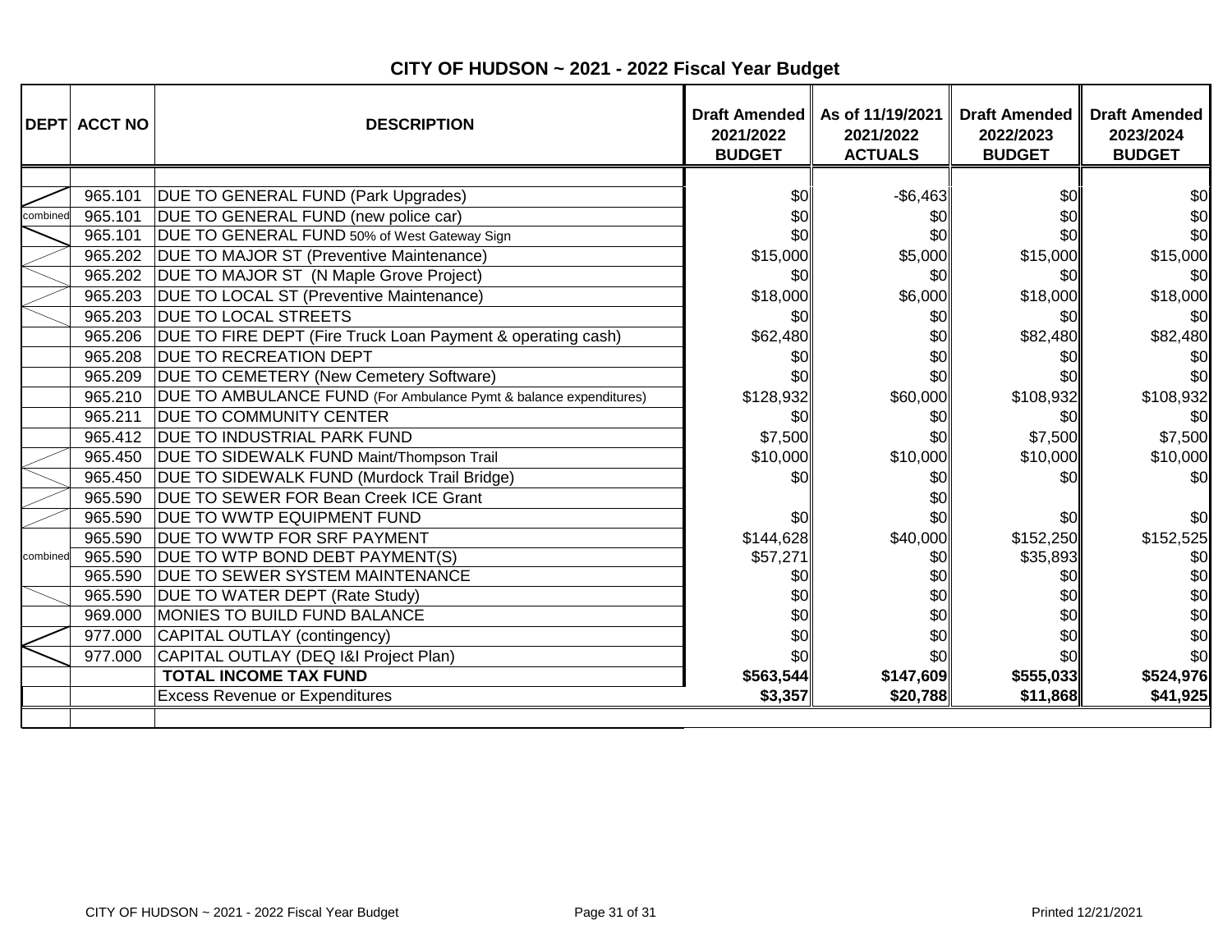## CITY OF HUDSON ~ 2021 - 2022 Fiscal Year Budget

| DEPT | ACCT NO | DESCRIPTION | Draft Amended 2021/2022 BUDGET | As of 11/19/2021 2021/2022 ACTUALS | Draft Amended 2022/2023 BUDGET | Draft Amended 2023/2024 BUDGET |
|---|---|---|---|---|---|---|
| | 965.101 | DUE TO GENERAL FUND (Park Upgrades) | $0 | -$6,463 | $0 | $0 |
| combined | 965.101 | DUE TO GENERAL FUND (new police car) | $0 | $0 | $0 | $0 |
| | 965.101 | DUE TO GENERAL FUND 50% of West Gateway Sign | $0 | $0 | $0 | $0 |
| | 965.202 | DUE TO MAJOR ST (Preventive Maintenance) | $15,000 | $5,000 | $15,000 | $15,000 |
| | 965.202 | DUE TO MAJOR ST (N Maple Grove Project) | $0 | $0 | $0 | $0 |
| | 965.203 | DUE TO LOCAL ST (Preventive Maintenance) | $18,000 | $6,000 | $18,000 | $18,000 |
| | 965.203 | DUE TO LOCAL STREETS | $0 | $0 | $0 | $0 |
| | 965.206 | DUE TO FIRE DEPT (Fire Truck Loan Payment & operating cash) | $62,480 | $0 | $82,480 | $82,480 |
| | 965.208 | DUE TO RECREATION DEPT | $0 | $0 | $0 | $0 |
| | 965.209 | DUE TO CEMETERY (New Cemetery Software) | $0 | $0 | $0 | $0 |
| | 965.210 | DUE TO AMBULANCE FUND (For Ambulance Pymt & balance expenditures) | $128,932 | $60,000 | $108,932 | $108,932 |
| | 965.211 | DUE TO COMMUNITY CENTER | $0 | $0 | $0 | $0 |
| | 965.412 | DUE TO INDUSTRIAL PARK FUND | $7,500 | $0 | $7,500 | $7,500 |
| | 965.450 | DUE TO SIDEWALK FUND Maint/Thompson Trail | $10,000 | $10,000 | $10,000 | $10,000 |
| | 965.450 | DUE TO SIDEWALK FUND (Murdock Trail Bridge) | $0 | $0 | $0 | $0 |
| | 965.590 | DUE TO SEWER FOR Bean Creek ICE Grant | | $0 | | |
| | 965.590 | DUE TO WWTP EQUIPMENT FUND | $0 | $0 | $0 | $0 |
| | 965.590 | DUE TO WWTP FOR SRF PAYMENT | $144,628 | $40,000 | $152,250 | $152,525 |
| combined | 965.590 | DUE TO WTP BOND DEBT PAYMENT(S) | $57,271 | $0 | $35,893 | $0 |
| | 965.590 | DUE TO SEWER SYSTEM MAINTENANCE | $0 | $0 | $0 | $0 |
| | 965.590 | DUE TO WATER DEPT (Rate Study) | $0 | $0 | $0 | $0 |
| | 969.000 | MONIES TO BUILD FUND BALANCE | $0 | $0 | $0 | $0 |
| | 977.000 | CAPITAL OUTLAY (contingency) | $0 | $0 | $0 | $0 |
| | 977.000 | CAPITAL OUTLAY (DEQ I&I Project Plan) | $0 | $0 | $0 | $0 |
| | | **TOTAL INCOME TAX FUND** | **$563,544** | **$147,609** | **$555,033** | **$524,976** |
| | | Excess Revenue or Expenditures | **$3,357** | **$20,788** | **$11,868** | **$41,925** |